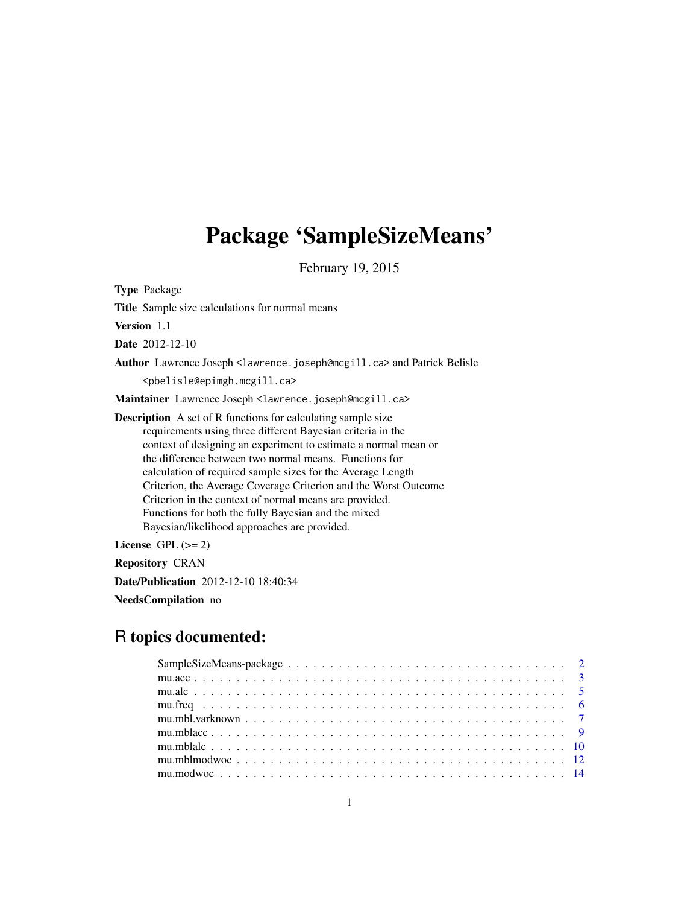# Package 'SampleSizeMeans'

February 19, 2015

**Type** Package

**Title** Sample size calculations for normal means

**Version** 1.1

**Date** 2012-12-10

**Author** Lawrence Joseph <lawrence.joseph@mcgill.ca> and Patrick Belisle <pbelisle@epimgh.mcgill.ca>

**Maintainer** Lawrence Joseph <lawrence.joseph@mcgill.ca>

**Description** A set of R functions for calculating sample size requirements using three different Bayesian criteria in the context of designing an experiment to estimate a normal mean or the difference between two normal means. Functions for calculation of required sample sizes for the Average Length Criterion, the Average Coverage Criterion and the Worst Outcome Criterion in the context of normal means are provided. Functions for both the fully Bayesian and the mixed Bayesian/likelihood approaches are provided.

**License** GPL (>= 2)

**Repository** CRAN

**Date/Publication** 2012-12-10 18:40:34

**NeedsCompilation** no

## R topics documented:

- SampleSizeMeans-package . . . . . . . . . . . . . . . . . . . . . . . . . . . . . . . . 2
- mu.acc . . . . . . . . . . . . . . . . . . . . . . . . . . . . . . . . . . . . . . . . . . . 3
- mu.alc . . . . . . . . . . . . . . . . . . . . . . . . . . . . . . . . . . . . . . . . . . . 5
- mu.freq . . . . . . . . . . . . . . . . . . . . . . . . . . . . . . . . . . . . . . . . . . 6
- mu.mbl.varknown . . . . . . . . . . . . . . . . . . . . . . . . . . . . . . . . . . . . . 7
- mu.mblacc . . . . . . . . . . . . . . . . . . . . . . . . . . . . . . . . . . . . . . . . 9
- mu.mblalc . . . . . . . . . . . . . . . . . . . . . . . . . . . . . . . . . . . . . . . . 10
- mu.mblmodwoc . . . . . . . . . . . . . . . . . . . . . . . . . . . . . . . . . . . . . . 12
- mu.modwoc . . . . . . . . . . . . . . . . . . . . . . . . . . . . . . . . . . . . . . . . 14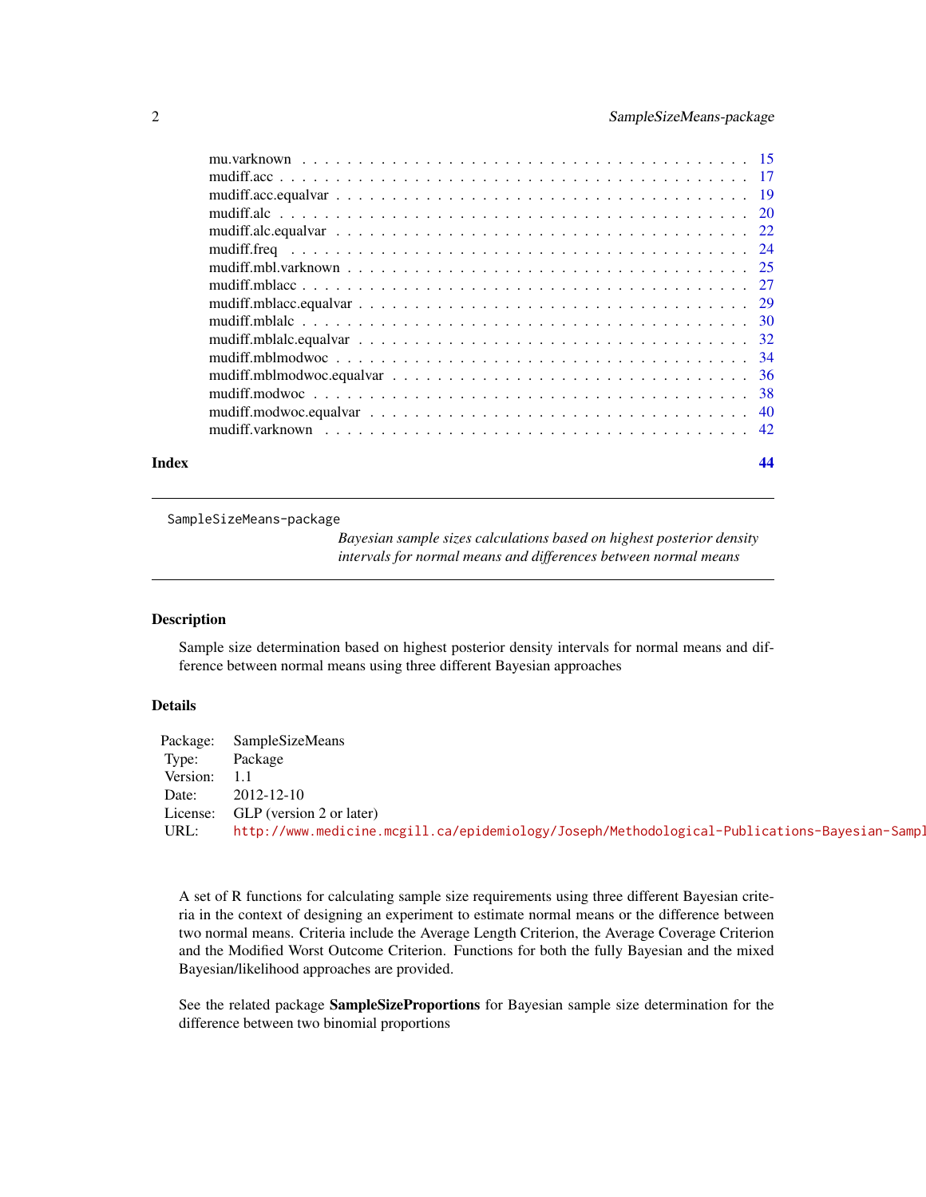| | |
|---|---|
| mu.varknown | 15 |
| mudiff.acc | 17 |
| mudiff.acc.equalvar | 19 |
| mudiff.alc | 20 |
| mudiff.alc.equalvar | 22 |
| mudiff.freq | 24 |
| mudiff.mbl.varknown | 25 |
| mudiff.mblacc | 27 |
| mudiff.mblacc.equalvar | 29 |
| mudiff.mblalc | 30 |
| mudiff.mblalc.equalvar | 32 |
| mudiff.mblmodwoc | 34 |
| mudiff.mblmodwoc.equalvar | 36 |
| mudiff.modwoc | 38 |
| mudiff.modwoc.equalvar | 40 |
| mudiff.varknown | 42 |

**Index** **44**

---

`SampleSizeMeans-package` *Bayesian sample sizes calculations based on highest posterior density intervals for normal means and differences between normal means*

---

## Description

Sample size determination based on highest posterior density intervals for normal means and difference between normal means using three different Bayesian approaches

## Details

| | |
|---|---|
| Package: | SampleSizeMeans |
| Type: | Package |
| Version: | 1.1 |
| Date: | 2012-12-10 |
| License: | GLP (version 2 or later) |
| URL: | http://www.medicine.mcgill.ca/epidemiology/Joseph/Methodological-Publications-Bayesian-Sampl |

A set of R functions for calculating sample size requirements using three different Bayesian criteria in the context of designing an experiment to estimate normal means or the difference between two normal means. Criteria include the Average Length Criterion, the Average Coverage Criterion and the Modified Worst Outcome Criterion. Functions for both the fully Bayesian and the mixed Bayesian/likelihood approaches are provided.

See the related package **SampleSizeProportions** for Bayesian sample size determination for the difference between two binomial proportions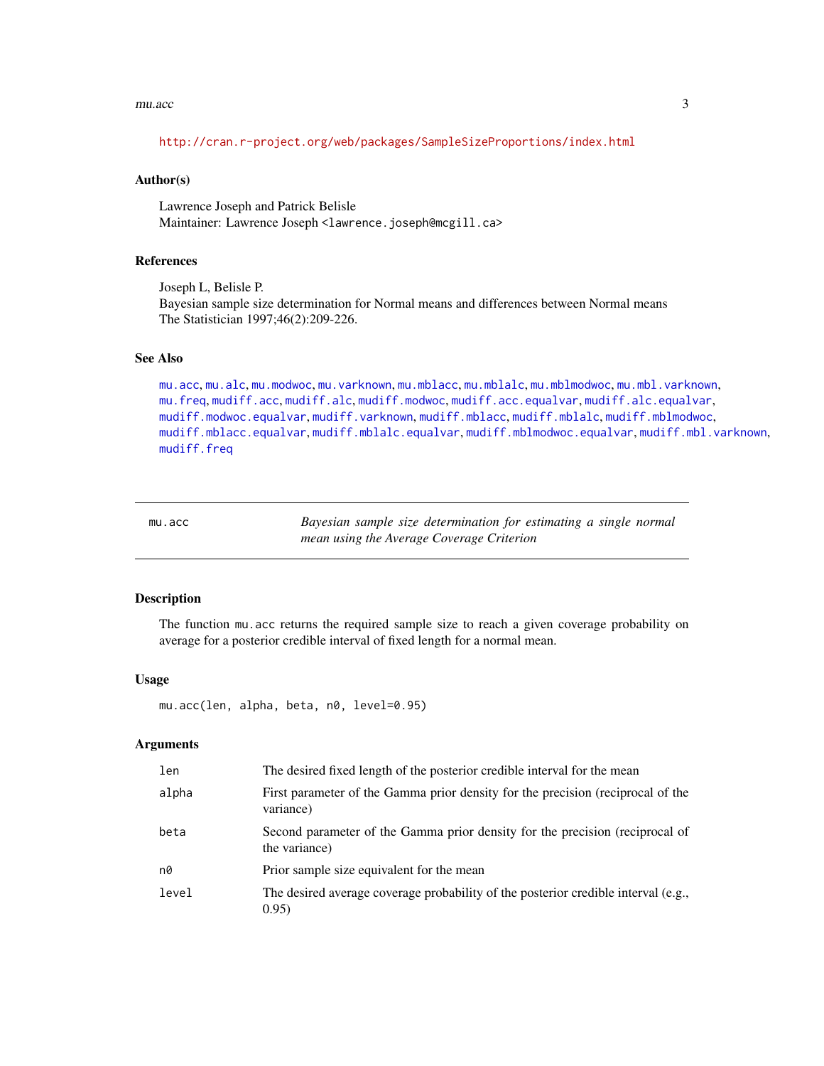http://cran.r-project.org/web/packages/SampleSizeProportions/index.html

### Author(s)

Lawrence Joseph and Patrick Belisle
Maintainer: Lawrence Joseph <lawrence.joseph@mcgill.ca>

### References

Joseph L, Belisle P.
Bayesian sample size determination for Normal means and differences between Normal means
The Statistician 1997;46(2):209-226.

### See Also

mu.acc, mu.alc, mu.modwoc, mu.varknown, mu.mblacc, mu.mblalc, mu.mblmodwoc, mu.mbl.varknown, mu.freq, mudiff.acc, mudiff.alc, mudiff.modwoc, mudiff.acc.equalvar, mudiff.alc.equalvar, mudiff.modwoc.equalvar, mudiff.varknown, mudiff.mblacc, mudiff.mblalc, mudiff.mblmodwoc, mudiff.mblacc.equalvar, mudiff.mblalc.equalvar, mudiff.mblmodwoc.equalvar, mudiff.mbl.varknown, mudiff.freq

---

## mu.acc — *Bayesian sample size determination for estimating a single normal mean using the Average Coverage Criterion*

### Description

The function mu.acc returns the required sample size to reach a given coverage probability on average for a posterior credible interval of fixed length for a normal mean.

### Usage

```
mu.acc(len, alpha, beta, n0, level=0.95)
```

### Arguments

| | |
|---|---|
| len | The desired fixed length of the posterior credible interval for the mean |
| alpha | First parameter of the Gamma prior density for the precision (reciprocal of the variance) |
| beta | Second parameter of the Gamma prior density for the precision (reciprocal of the variance) |
| n0 | Prior sample size equivalent for the mean |
| level | The desired average coverage probability of the posterior credible interval (e.g., 0.95) |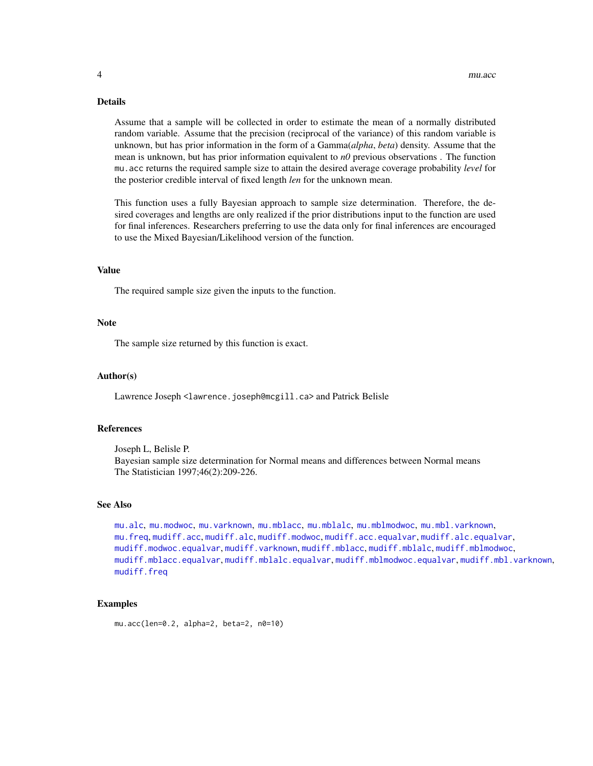## Details

Assume that a sample will be collected in order to estimate the mean of a normally distributed random variable. Assume that the precision (reciprocal of the variance) of this random variable is unknown, but has prior information in the form of a Gamma(*alpha*, *beta*) density. Assume that the mean is unknown, but has prior information equivalent to *n0* previous observations . The function `mu.acc` returns the required sample size to attain the desired average coverage probability *level* for the posterior credible interval of fixed length *len* for the unknown mean.

This function uses a fully Bayesian approach to sample size determination. Therefore, the desired coverages and lengths are only realized if the prior distributions input to the function are used for final inferences. Researchers preferring to use the data only for final inferences are encouraged to use the Mixed Bayesian/Likelihood version of the function.

## Value

The required sample size given the inputs to the function.

## Note

The sample size returned by this function is exact.

## Author(s)

Lawrence Joseph `<lawrence.joseph@mcgill.ca>` and Patrick Belisle

## References

Joseph L, Belisle P.
Bayesian sample size determination for Normal means and differences between Normal means
The Statistician 1997;46(2):209-226.

## See Also

`mu.alc`, `mu.modwoc`, `mu.varknown`, `mu.mblacc`, `mu.mblalc`, `mu.mblmodwoc`, `mu.mbl.varknown`, `mu.freq`, `mudiff.acc`, `mudiff.alc`, `mudiff.modwoc`, `mudiff.acc.equalvar`, `mudiff.alc.equalvar`, `mudiff.modwoc.equalvar`, `mudiff.varknown`, `mudiff.mblacc`, `mudiff.mblalc`, `mudiff.mblmodwoc`, `mudiff.mblacc.equalvar`, `mudiff.mblalc.equalvar`, `mudiff.mblmodwoc.equalvar`, `mudiff.mbl.varknown`, `mudiff.freq`

## Examples

```
mu.acc(len=0.2, alpha=2, beta=2, n0=10)
```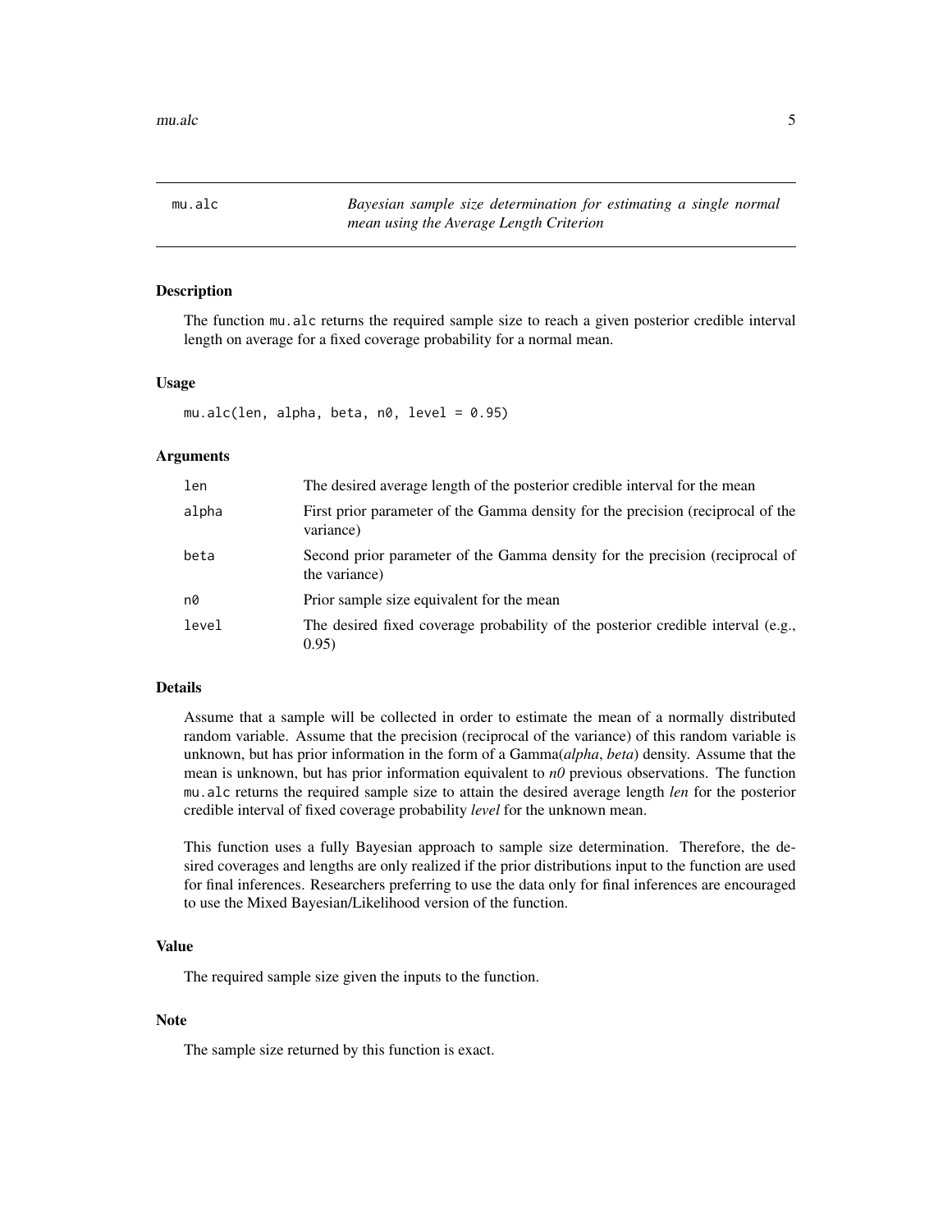# mu.alc — *Bayesian sample size determination for estimating a single normal mean using the Average Length Criterion*

## Description

The function mu.alc returns the required sample size to reach a given posterior credible interval length on average for a fixed coverage probability for a normal mean.

## Usage

```
mu.alc(len, alpha, beta, n0, level = 0.95)
```

## Arguments

| Argument | Description |
|---|---|
| len | The desired average length of the posterior credible interval for the mean |
| alpha | First prior parameter of the Gamma density for the precision (reciprocal of the variance) |
| beta | Second prior parameter of the Gamma density for the precision (reciprocal of the variance) |
| n0 | Prior sample size equivalent for the mean |
| level | The desired fixed coverage probability of the posterior credible interval (e.g., 0.95) |

## Details

Assume that a sample will be collected in order to estimate the mean of a normally distributed random variable. Assume that the precision (reciprocal of the variance) of this random variable is unknown, but has prior information in the form of a Gamma(*alpha*, *beta*) density. Assume that the mean is unknown, but has prior information equivalent to *n0* previous observations. The function mu.alc returns the required sample size to attain the desired average length *len* for the posterior credible interval of fixed coverage probability *level* for the unknown mean.

This function uses a fully Bayesian approach to sample size determination. Therefore, the desired coverages and lengths are only realized if the prior distributions input to the function are used for final inferences. Researchers preferring to use the data only for final inferences are encouraged to use the Mixed Bayesian/Likelihood version of the function.

## Value

The required sample size given the inputs to the function.

## Note

The sample size returned by this function is exact.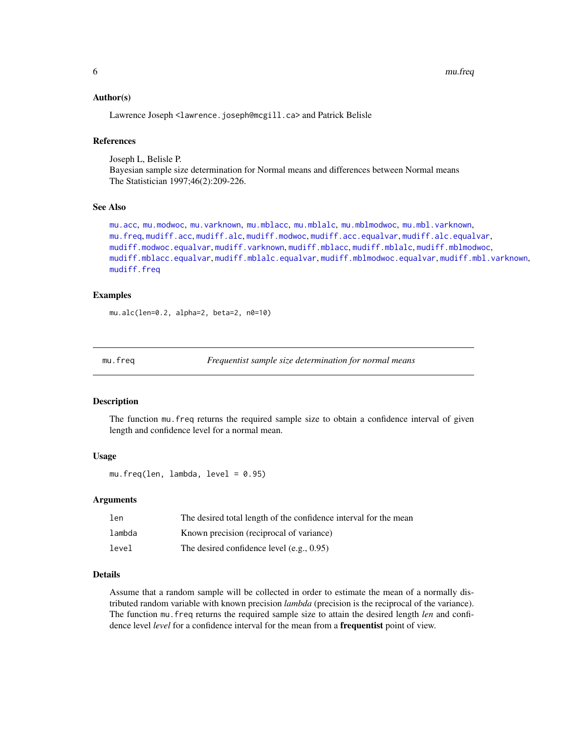### Author(s)

Lawrence Joseph <lawrence.joseph@mcgill.ca> and Patrick Belisle

### References

Joseph L, Belisle P.
Bayesian sample size determination for Normal means and differences between Normal means
The Statistician 1997;46(2):209-226.

### See Also

mu.acc, mu.modwoc, mu.varknown, mu.mblacc, mu.mblalc, mu.mblmodwoc, mu.mbl.varknown, mu.freq, mudiff.acc, mudiff.alc, mudiff.modwoc, mudiff.acc.equalvar, mudiff.alc.equalvar, mudiff.modwoc.equalvar, mudiff.varknown, mudiff.mblacc, mudiff.mblalc, mudiff.mblmodwoc, mudiff.mblacc.equalvar, mudiff.mblalc.equalvar, mudiff.mblmodwoc.equalvar, mudiff.mbl.varknown, mudiff.freq

### Examples

```
mu.alc(len=0.2, alpha=2, beta=2, n0=10)
```

---

## mu.freq — *Frequentist sample size determination for normal means*

### Description

The function mu.freq returns the required sample size to obtain a confidence interval of given length and confidence level for a normal mean.

### Usage

```
mu.freq(len, lambda, level = 0.95)
```

### Arguments

| | |
|---|---|
| len | The desired total length of the confidence interval for the mean |
| lambda | Known precision (reciprocal of variance) |
| level | The desired confidence level (e.g., 0.95) |

### Details

Assume that a random sample will be collected in order to estimate the mean of a normally distributed random variable with known precision *lambda* (precision is the reciprocal of the variance). The function mu.freq returns the required sample size to attain the desired length *len* and confidence level *level* for a confidence interval for the mean from a **frequentist** point of view.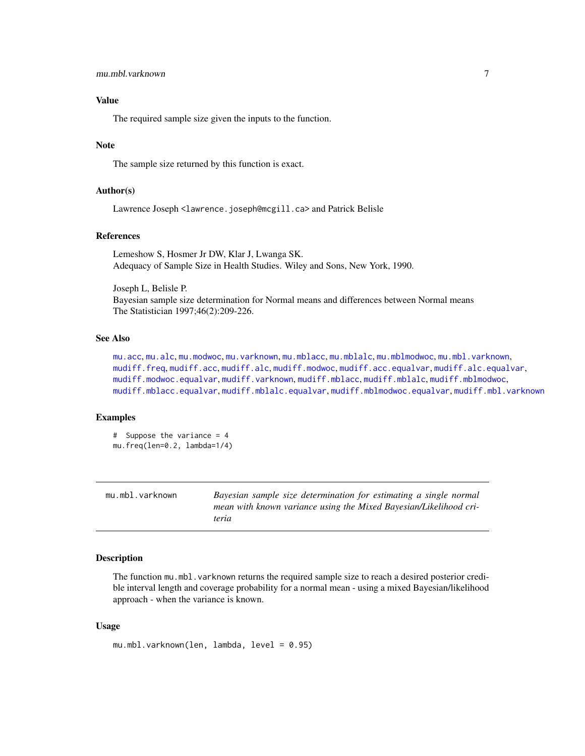### Value

The required sample size given the inputs to the function.

### Note

The sample size returned by this function is exact.

### Author(s)

Lawrence Joseph <lawrence.joseph@mcgill.ca> and Patrick Belisle

### References

Lemeshow S, Hosmer Jr DW, Klar J, Lwanga SK.
Adequacy of Sample Size in Health Studies. Wiley and Sons, New York, 1990.

Joseph L, Belisle P.
Bayesian sample size determination for Normal means and differences between Normal means
The Statistician 1997;46(2):209-226.

### See Also

mu.acc, mu.alc, mu.modwoc, mu.varknown, mu.mblacc, mu.mblalc, mu.mblmodwoc, mu.mbl.varknown, mudiff.freq, mudiff.acc, mudiff.alc, mudiff.modwoc, mudiff.acc.equalvar, mudiff.alc.equalvar, mudiff.modwoc.equalvar, mudiff.varknown, mudiff.mblacc, mudiff.mblalc, mudiff.mblmodwoc, mudiff.mblacc.equalvar, mudiff.mblalc.equalvar, mudiff.mblmodwoc.equalvar, mudiff.mbl.varknown

### Examples

```
#  Suppose the variance = 4
mu.freq(len=0.2, lambda=1/4)
```

---

## mu.mbl.varknown — *Bayesian sample size determination for estimating a single normal mean with known variance using the Mixed Bayesian/Likelihood criteria*

---

### Description

The function mu.mbl.varknown returns the required sample size to reach a desired posterior credible interval length and coverage probability for a normal mean - using a mixed Bayesian/likelihood approach - when the variance is known.

### Usage

```
mu.mbl.varknown(len, lambda, level = 0.95)
```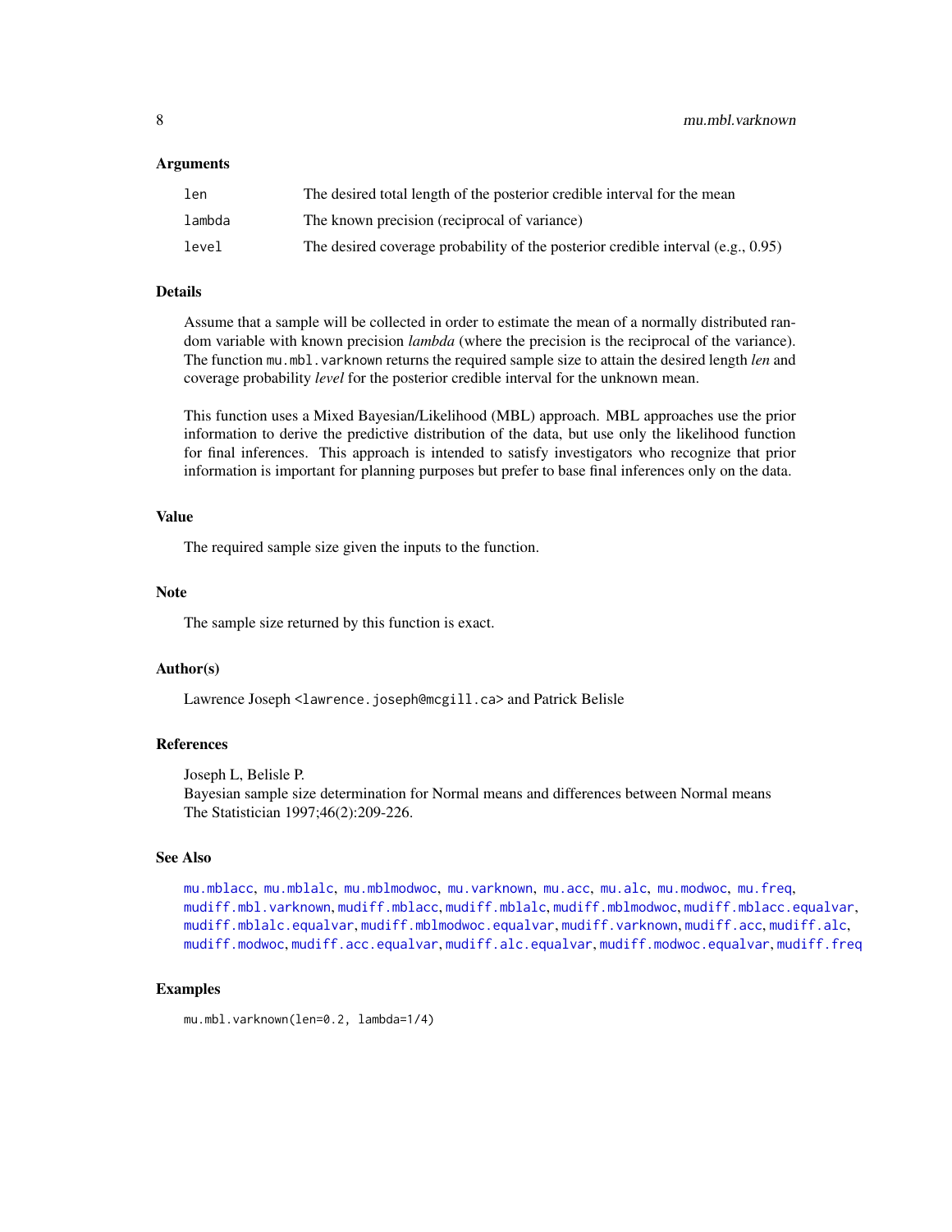### Arguments

| | |
|---|---|
| `len` | The desired total length of the posterior credible interval for the mean |
| `lambda` | The known precision (reciprocal of variance) |
| `level` | The desired coverage probability of the posterior credible interval (e.g., 0.95) |

### Details

Assume that a sample will be collected in order to estimate the mean of a normally distributed random variable with known precision *lambda* (where the precision is the reciprocal of the variance). The function `mu.mbl.varknown` returns the required sample size to attain the desired length *len* and coverage probability *level* for the posterior credible interval for the unknown mean.

This function uses a Mixed Bayesian/Likelihood (MBL) approach. MBL approaches use the prior information to derive the predictive distribution of the data, but use only the likelihood function for final inferences. This approach is intended to satisfy investigators who recognize that prior information is important for planning purposes but prefer to base final inferences only on the data.

### Value

The required sample size given the inputs to the function.

### Note

The sample size returned by this function is exact.

### Author(s)

Lawrence Joseph <lawrence.joseph@mcgill.ca> and Patrick Belisle

### References

Joseph L, Belisle P.
Bayesian sample size determination for Normal means and differences between Normal means
The Statistician 1997;46(2):209-226.

### See Also

`mu.mblacc`, `mu.mblalc`, `mu.mblmodwoc`, `mu.varknown`, `mu.acc`, `mu.alc`, `mu.modwoc`, `mu.freq`, `mudiff.mbl.varknown`, `mudiff.mblacc`, `mudiff.mblalc`, `mudiff.mblmodwoc`, `mudiff.mblacc.equalvar`, `mudiff.mblalc.equalvar`, `mudiff.mblmodwoc.equalvar`, `mudiff.varknown`, `mudiff.acc`, `mudiff.alc`, `mudiff.modwoc`, `mudiff.acc.equalvar`, `mudiff.alc.equalvar`, `mudiff.modwoc.equalvar`, `mudiff.freq`

### Examples

```
mu.mbl.varknown(len=0.2, lambda=1/4)
```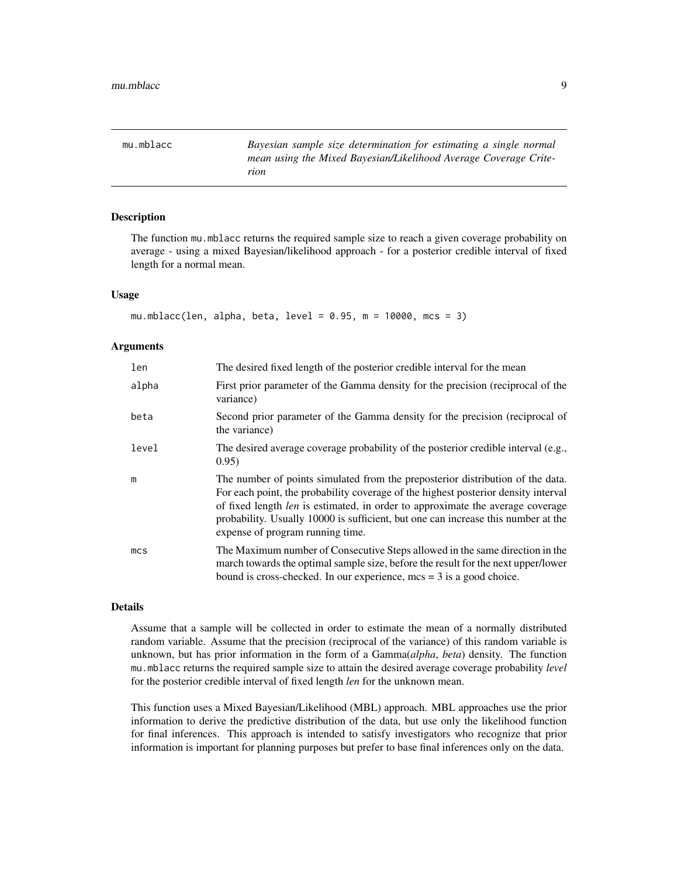mu.mblacc *Bayesian sample size determination for estimating a single normal mean using the Mixed Bayesian/Likelihood Average Coverage Criterion*

## Description

The function mu.mblacc returns the required sample size to reach a given coverage probability on average - using a mixed Bayesian/likelihood approach - for a posterior credible interval of fixed length for a normal mean.

## Usage

```
mu.mblacc(len, alpha, beta, level = 0.95, m = 10000, mcs = 3)
```

## Arguments

| | |
|---|---|
| len | The desired fixed length of the posterior credible interval for the mean |
| alpha | First prior parameter of the Gamma density for the precision (reciprocal of the variance) |
| beta | Second prior parameter of the Gamma density for the precision (reciprocal of the variance) |
| level | The desired average coverage probability of the posterior credible interval (e.g., 0.95) |
| m | The number of points simulated from the preposterior distribution of the data. For each point, the probability coverage of the highest posterior density interval of fixed length *len* is estimated, in order to approximate the average coverage probability. Usually 10000 is sufficient, but one can increase this number at the expense of program running time. |
| mcs | The Maximum number of Consecutive Steps allowed in the same direction in the march towards the optimal sample size, before the result for the next upper/lower bound is cross-checked. In our experience, mcs = 3 is a good choice. |

## Details

Assume that a sample will be collected in order to estimate the mean of a normally distributed random variable. Assume that the precision (reciprocal of the variance) of this random variable is unknown, but has prior information in the form of a Gamma(*alpha*, *beta*) density. The function mu.mblacc returns the required sample size to attain the desired average coverage probability *level* for the posterior credible interval of fixed length *len* for the unknown mean.

This function uses a Mixed Bayesian/Likelihood (MBL) approach. MBL approaches use the prior information to derive the predictive distribution of the data, but use only the likelihood function for final inferences. This approach is intended to satisfy investigators who recognize that prior information is important for planning purposes but prefer to base final inferences only on the data.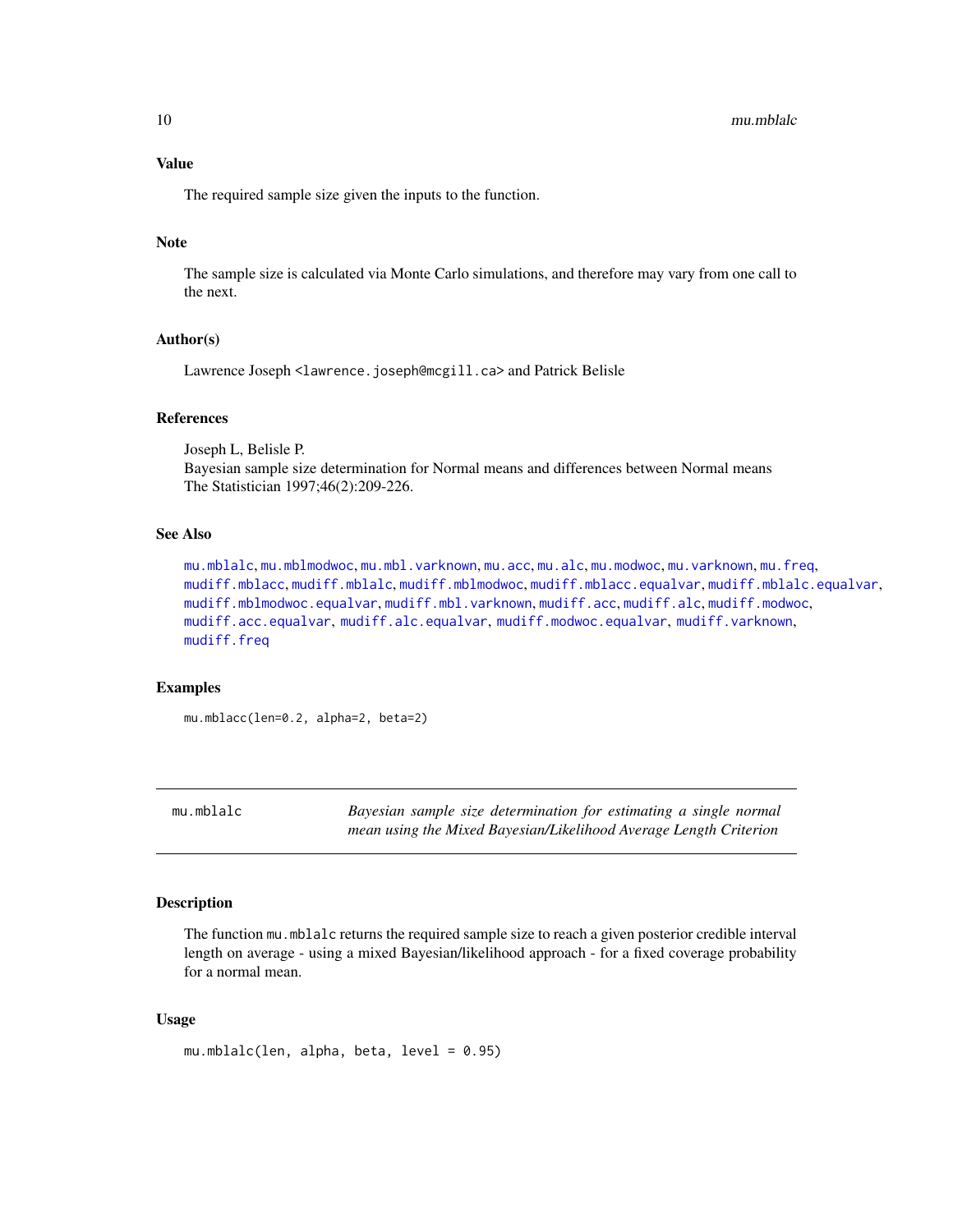### Value

The required sample size given the inputs to the function.

### Note

The sample size is calculated via Monte Carlo simulations, and therefore may vary from one call to the next.

### Author(s)

Lawrence Joseph <lawrence.joseph@mcgill.ca> and Patrick Belisle

### References

Joseph L, Belisle P.
Bayesian sample size determination for Normal means and differences between Normal means
The Statistician 1997;46(2):209-226.

### See Also

mu.mblalc, mu.mblmodwoc, mu.mbl.varknown, mu.acc, mu.alc, mu.modwoc, mu.varknown, mu.freq, mudiff.mblacc, mudiff.mblalc, mudiff.mblmodwoc, mudiff.mblacc.equalvar, mudiff.mblalc.equalvar, mudiff.mblmodwoc.equalvar, mudiff.mbl.varknown, mudiff.acc, mudiff.alc, mudiff.modwoc, mudiff.acc.equalvar, mudiff.alc.equalvar, mudiff.modwoc.equalvar, mudiff.varknown, mudiff.freq

### Examples

```
mu.mblacc(len=0.2, alpha=2, beta=2)
```

---

## mu.mblalc — *Bayesian sample size determination for estimating a single normal mean using the Mixed Bayesian/Likelihood Average Length Criterion*

---

### Description

The function `mu.mblalc` returns the required sample size to reach a given posterior credible interval length on average - using a mixed Bayesian/likelihood approach - for a fixed coverage probability for a normal mean.

### Usage

```
mu.mblalc(len, alpha, beta, level = 0.95)
```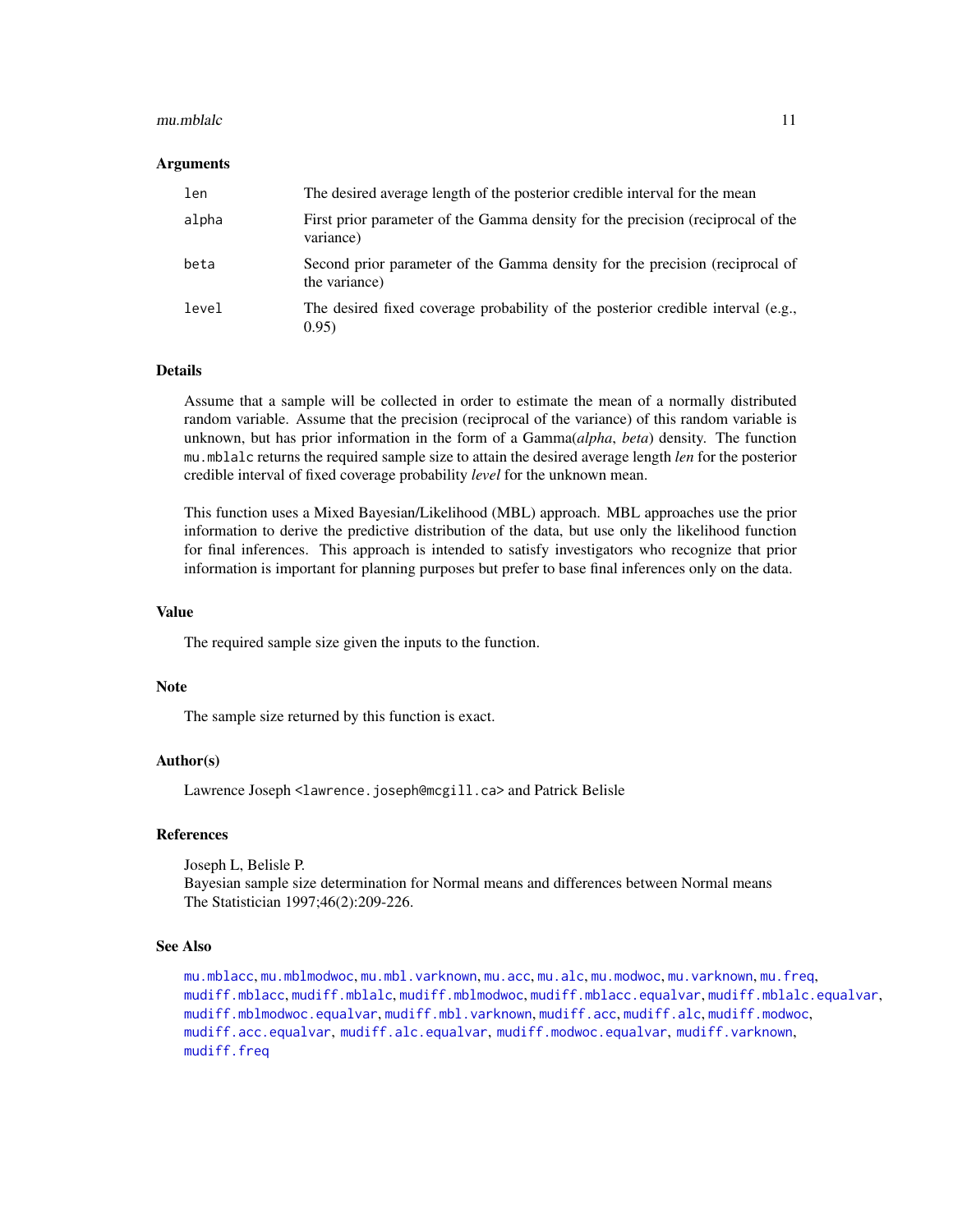## Arguments

| | |
|---|---|
| `len` | The desired average length of the posterior credible interval for the mean |
| `alpha` | First prior parameter of the Gamma density for the precision (reciprocal of the variance) |
| `beta` | Second prior parameter of the Gamma density for the precision (reciprocal of the variance) |
| `level` | The desired fixed coverage probability of the posterior credible interval (e.g., 0.95) |

## Details

Assume that a sample will be collected in order to estimate the mean of a normally distributed random variable. Assume that the precision (reciprocal of the variance) of this random variable is unknown, but has prior information in the form of a Gamma(*alpha*, *beta*) density. The function `mu.mblalc` returns the required sample size to attain the desired average length *len* for the posterior credible interval of fixed coverage probability *level* for the unknown mean.

This function uses a Mixed Bayesian/Likelihood (MBL) approach. MBL approaches use the prior information to derive the predictive distribution of the data, but use only the likelihood function for final inferences. This approach is intended to satisfy investigators who recognize that prior information is important for planning purposes but prefer to base final inferences only on the data.

## Value

The required sample size given the inputs to the function.

## Note

The sample size returned by this function is exact.

## Author(s)

Lawrence Joseph <lawrence.joseph@mcgill.ca> and Patrick Belisle

## References

Joseph L, Belisle P.
Bayesian sample size determination for Normal means and differences between Normal means
The Statistician 1997;46(2):209-226.

## See Also

`mu.mblacc`, `mu.mblmodwoc`, `mu.mbl.varknown`, `mu.acc`, `mu.alc`, `mu.modwoc`, `mu.varknown`, `mu.freq`, `mudiff.mblacc`, `mudiff.mblalc`, `mudiff.mblmodwoc`, `mudiff.mblacc.equalvar`, `mudiff.mblalc.equalvar`, `mudiff.mblmodwoc.equalvar`, `mudiff.mbl.varknown`, `mudiff.acc`, `mudiff.alc`, `mudiff.modwoc`, `mudiff.acc.equalvar`, `mudiff.alc.equalvar`, `mudiff.modwoc.equalvar`, `mudiff.varknown`, `mudiff.freq`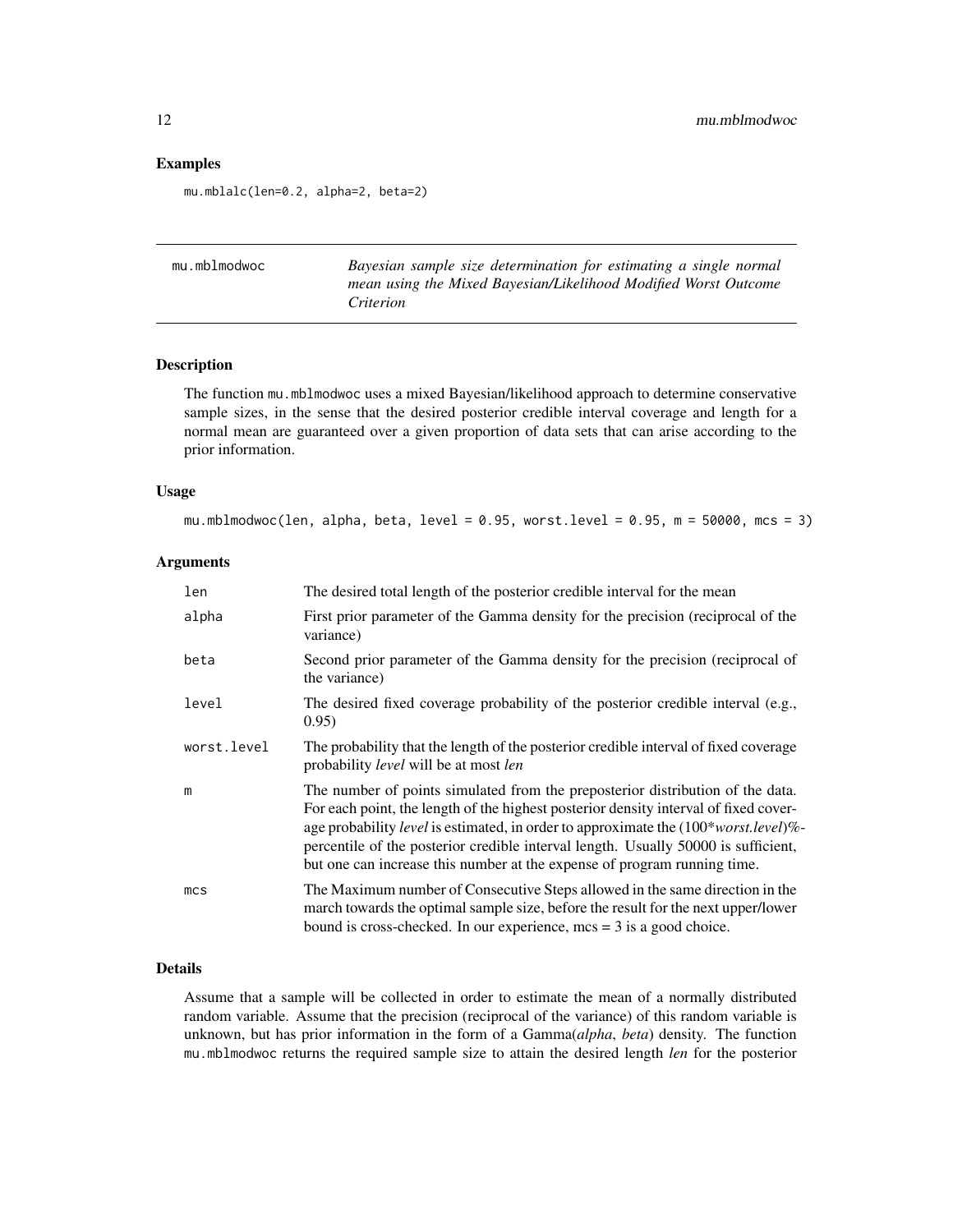## Examples

```
mu.mblalc(len=0.2, alpha=2, beta=2)
```

---

## mu.mblmodwoc — *Bayesian sample size determination for estimating a single normal mean using the Mixed Bayesian/Likelihood Modified Worst Outcome Criterion*

### Description

The function mu.mblmodwoc uses a mixed Bayesian/likelihood approach to determine conservative sample sizes, in the sense that the desired posterior credible interval coverage and length for a normal mean are guaranteed over a given proportion of data sets that can arise according to the prior information.

### Usage

```
mu.mblmodwoc(len, alpha, beta, level = 0.95, worst.level = 0.95, m = 50000, mcs = 3)
```

### Arguments

| | |
|---|---|
| len | The desired total length of the posterior credible interval for the mean |
| alpha | First prior parameter of the Gamma density for the precision (reciprocal of the variance) |
| beta | Second prior parameter of the Gamma density for the precision (reciprocal of the variance) |
| level | The desired fixed coverage probability of the posterior credible interval (e.g., 0.95) |
| worst.level | The probability that the length of the posterior credible interval of fixed coverage probability *level* will be at most *len* |
| m | The number of points simulated from the preposterior distribution of the data. For each point, the length of the highest posterior density interval of fixed coverage probability *level* is estimated, in order to approximate the (100\**worst.level*)%-percentile of the posterior credible interval length. Usually 50000 is sufficient, but one can increase this number at the expense of program running time. |
| mcs | The Maximum number of Consecutive Steps allowed in the same direction in the march towards the optimal sample size, before the result for the next upper/lower bound is cross-checked. In our experience, mcs = 3 is a good choice. |

### Details

Assume that a sample will be collected in order to estimate the mean of a normally distributed random variable. Assume that the precision (reciprocal of the variance) of this random variable is unknown, but has prior information in the form of a Gamma(*alpha*, *beta*) density. The function mu.mblmodwoc returns the required sample size to attain the desired length *len* for the posterior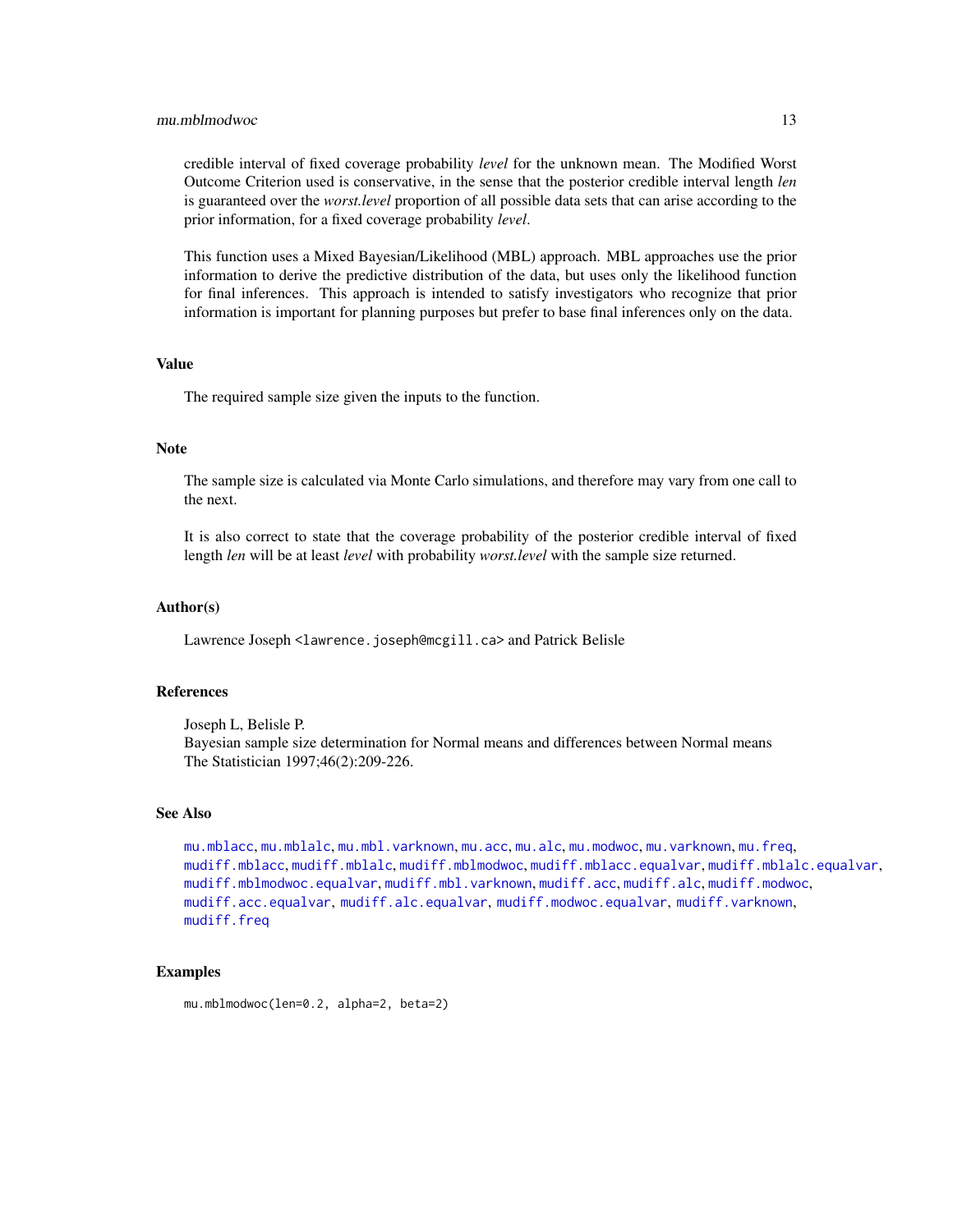credible interval of fixed coverage probability *level* for the unknown mean. The Modified Worst Outcome Criterion used is conservative, in the sense that the posterior credible interval length *len* is guaranteed over the *worst.level* proportion of all possible data sets that can arise according to the prior information, for a fixed coverage probability *level*.

This function uses a Mixed Bayesian/Likelihood (MBL) approach. MBL approaches use the prior information to derive the predictive distribution of the data, but uses only the likelihood function for final inferences. This approach is intended to satisfy investigators who recognize that prior information is important for planning purposes but prefer to base final inferences only on the data.

## Value

The required sample size given the inputs to the function.

## Note

The sample size is calculated via Monte Carlo simulations, and therefore may vary from one call to the next.

It is also correct to state that the coverage probability of the posterior credible interval of fixed length *len* will be at least *level* with probability *worst.level* with the sample size returned.

## Author(s)

Lawrence Joseph <lawrence.joseph@mcgill.ca> and Patrick Belisle

## References

Joseph L, Belisle P.
Bayesian sample size determination for Normal means and differences between Normal means
The Statistician 1997;46(2):209-226.

## See Also

mu.mblacc, mu.mblalc, mu.mbl.varknown, mu.acc, mu.alc, mu.modwoc, mu.varknown, mu.freq, mudiff.mblacc, mudiff.mblalc, mudiff.mblmodwoc, mudiff.mblacc.equalvar, mudiff.mblalc.equalvar, mudiff.mblmodwoc.equalvar, mudiff.mbl.varknown, mudiff.acc, mudiff.alc, mudiff.modwoc, mudiff.acc.equalvar, mudiff.alc.equalvar, mudiff.modwoc.equalvar, mudiff.varknown, mudiff.freq

## Examples

```
mu.mblmodwoc(len=0.2, alpha=2, beta=2)
```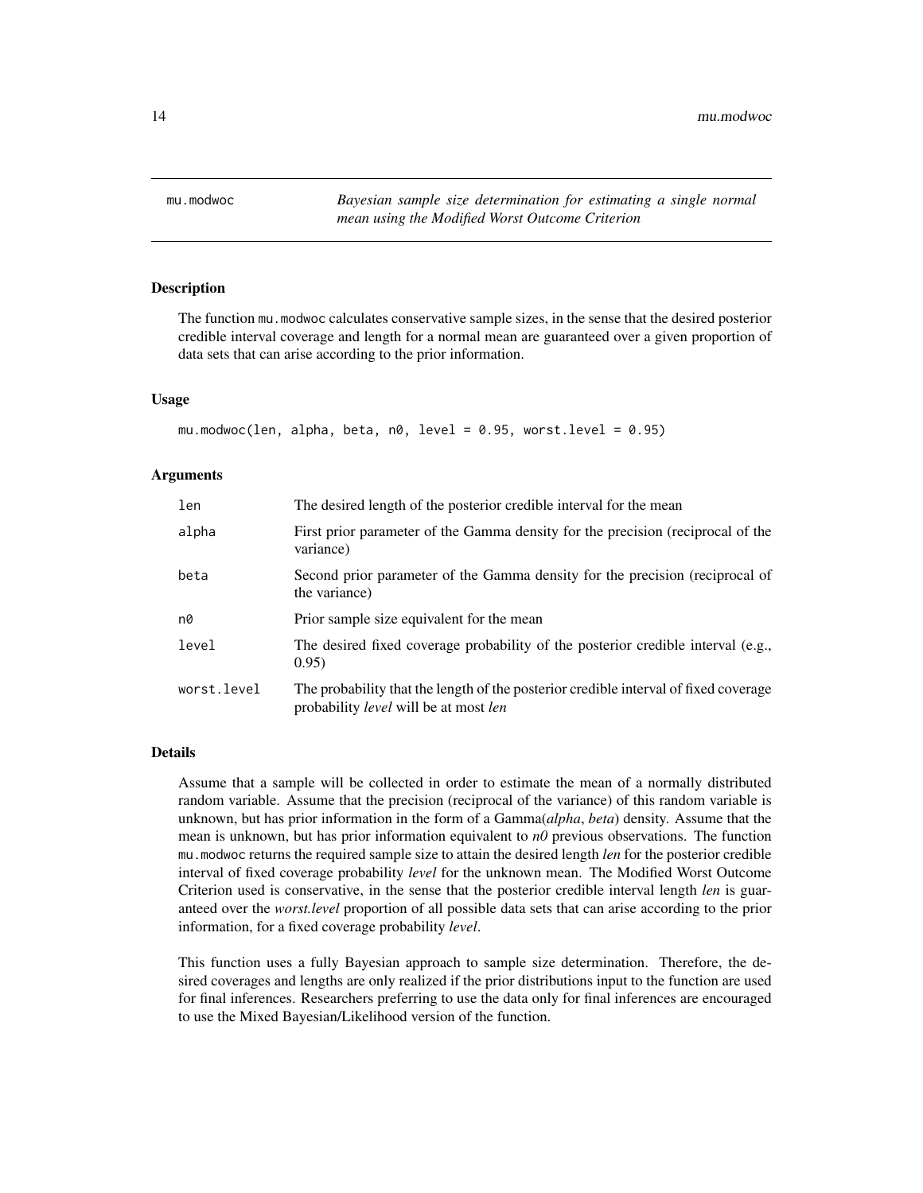mu.modwoc — *Bayesian sample size determination for estimating a single normal mean using the Modified Worst Outcome Criterion*

## Description

The function mu.modwoc calculates conservative sample sizes, in the sense that the desired posterior credible interval coverage and length for a normal mean are guaranteed over a given proportion of data sets that can arise according to the prior information.

## Usage

```
mu.modwoc(len, alpha, beta, n0, level = 0.95, worst.level = 0.95)
```

## Arguments

| | |
|---|---|
| len | The desired length of the posterior credible interval for the mean |
| alpha | First prior parameter of the Gamma density for the precision (reciprocal of the variance) |
| beta | Second prior parameter of the Gamma density for the precision (reciprocal of the variance) |
| n0 | Prior sample size equivalent for the mean |
| level | The desired fixed coverage probability of the posterior credible interval (e.g., 0.95) |
| worst.level | The probability that the length of the posterior credible interval of fixed coverage probability *level* will be at most *len* |

## Details

Assume that a sample will be collected in order to estimate the mean of a normally distributed random variable. Assume that the precision (reciprocal of the variance) of this random variable is unknown, but has prior information in the form of a Gamma(*alpha*, *beta*) density. Assume that the mean is unknown, but has prior information equivalent to *n0* previous observations. The function mu.modwoc returns the required sample size to attain the desired length *len* for the posterior credible interval of fixed coverage probability *level* for the unknown mean. The Modified Worst Outcome Criterion used is conservative, in the sense that the posterior credible interval length *len* is guaranteed over the *worst.level* proportion of all possible data sets that can arise according to the prior information, for a fixed coverage probability *level*.

This function uses a fully Bayesian approach to sample size determination. Therefore, the desired coverages and lengths are only realized if the prior distributions input to the function are used for final inferences. Researchers preferring to use the data only for final inferences are encouraged to use the Mixed Bayesian/Likelihood version of the function.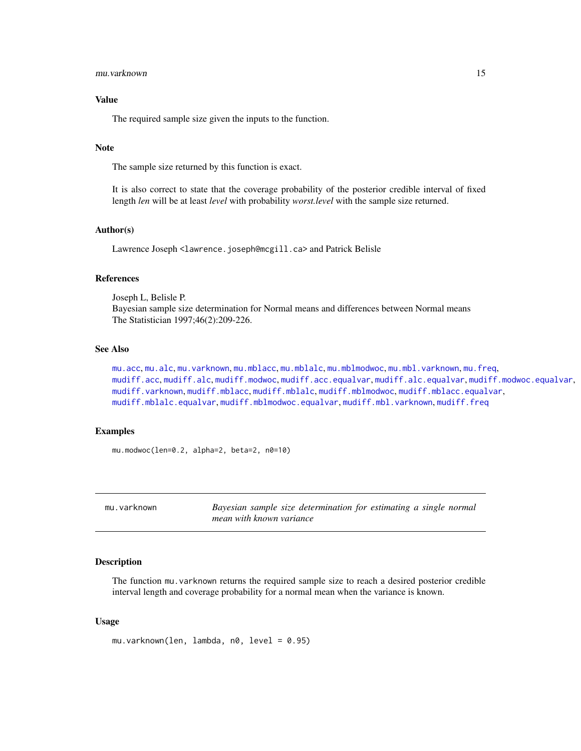### Value

The required sample size given the inputs to the function.

### Note

The sample size returned by this function is exact.

It is also correct to state that the coverage probability of the posterior credible interval of fixed length *len* will be at least *level* with probability *worst.level* with the sample size returned.

### Author(s)

Lawrence Joseph <lawrence.joseph@mcgill.ca> and Patrick Belisle

### References

Joseph L, Belisle P.
Bayesian sample size determination for Normal means and differences between Normal means
The Statistician 1997;46(2):209-226.

### See Also

mu.acc, mu.alc, mu.varknown, mu.mblacc, mu.mblalc, mu.mblmodwoc, mu.mbl.varknown, mu.freq, mudiff.acc, mudiff.alc, mudiff.modwoc, mudiff.acc.equalvar, mudiff.alc.equalvar, mudiff.modwoc.equalvar, mudiff.varknown, mudiff.mblacc, mudiff.mblalc, mudiff.mblmodwoc, mudiff.mblacc.equalvar, mudiff.mblalc.equalvar, mudiff.mblmodwoc.equalvar, mudiff.mbl.varknown, mudiff.freq

### Examples

```
mu.modwoc(len=0.2, alpha=2, beta=2, n0=10)
```

---

## mu.varknown — *Bayesian sample size determination for estimating a single normal mean with known variance*

### Description

The function `mu.varknown` returns the required sample size to reach a desired posterior credible interval length and coverage probability for a normal mean when the variance is known.

### Usage

```
mu.varknown(len, lambda, n0, level = 0.95)
```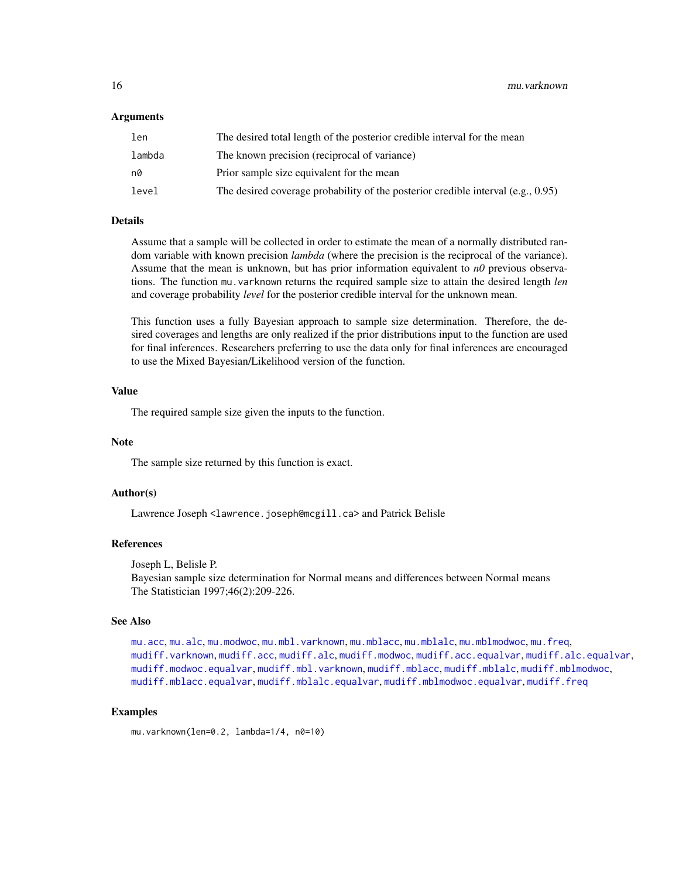### Arguments

| | |
|---|---|
| `len` | The desired total length of the posterior credible interval for the mean |
| `lambda` | The known precision (reciprocal of variance) |
| `n0` | Prior sample size equivalent for the mean |
| `level` | The desired coverage probability of the posterior credible interval (e.g., 0.95) |

### Details

Assume that a sample will be collected in order to estimate the mean of a normally distributed random variable with known precision *lambda* (where the precision is the reciprocal of the variance). Assume that the mean is unknown, but has prior information equivalent to *n0* previous observations. The function `mu.varknown` returns the required sample size to attain the desired length *len* and coverage probability *level* for the posterior credible interval for the unknown mean.

This function uses a fully Bayesian approach to sample size determination. Therefore, the desired coverages and lengths are only realized if the prior distributions input to the function are used for final inferences. Researchers preferring to use the data only for final inferences are encouraged to use the Mixed Bayesian/Likelihood version of the function.

### Value

The required sample size given the inputs to the function.

### Note

The sample size returned by this function is exact.

### Author(s)

Lawrence Joseph <lawrence.joseph@mcgill.ca> and Patrick Belisle

### References

Joseph L, Belisle P.
Bayesian sample size determination for Normal means and differences between Normal means
The Statistician 1997;46(2):209-226.

### See Also

`mu.acc`, `mu.alc`, `mu.modwoc`, `mu.mbl.varknown`, `mu.mblacc`, `mu.mblalc`, `mu.mblmodwoc`, `mu.freq`, `mudiff.varknown`, `mudiff.acc`, `mudiff.alc`, `mudiff.modwoc`, `mudiff.acc.equalvar`, `mudiff.alc.equalvar`, `mudiff.modwoc.equalvar`, `mudiff.mbl.varknown`, `mudiff.mblacc`, `mudiff.mblalc`, `mudiff.mblmodwoc`, `mudiff.mblacc.equalvar`, `mudiff.mblalc.equalvar`, `mudiff.mblmodwoc.equalvar`, `mudiff.freq`

### Examples

```
mu.varknown(len=0.2, lambda=1/4, n0=10)
```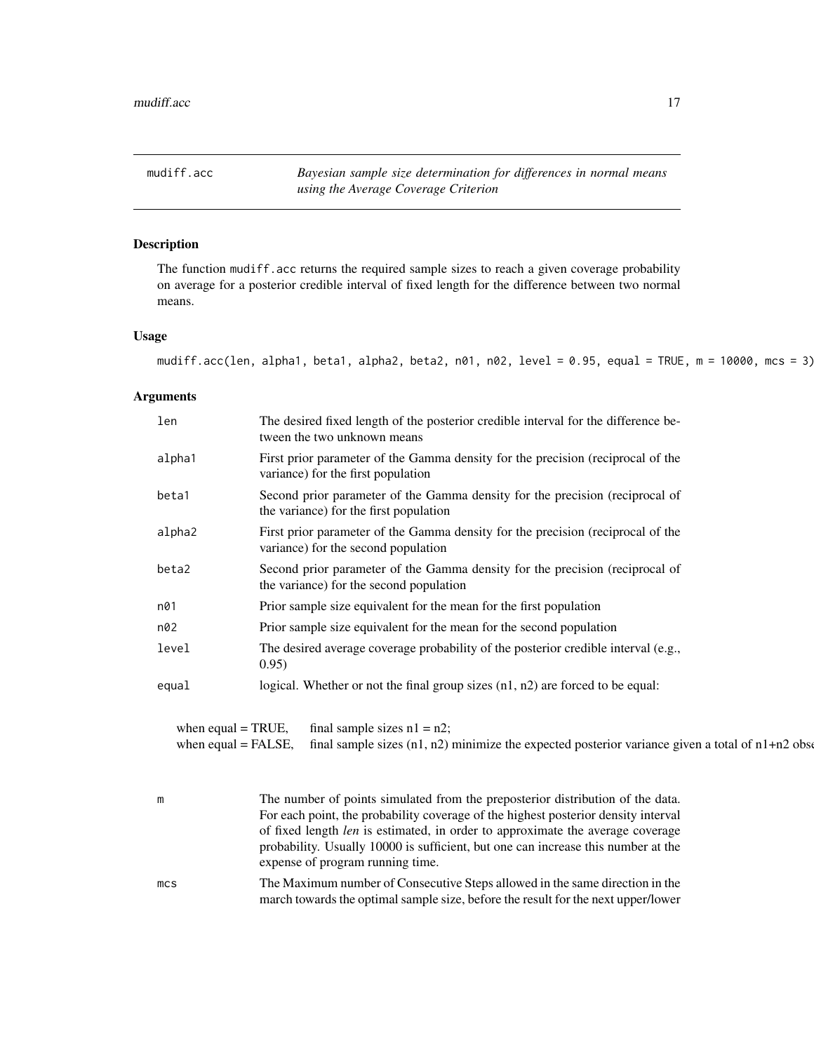## mudiff.acc — *Bayesian sample size determination for differences in normal means using the Average Coverage Criterion*

### Description

The function `mudiff.acc` returns the required sample sizes to reach a given coverage probability on average for a posterior credible interval of fixed length for the difference between two normal means.

### Usage

```
mudiff.acc(len, alpha1, beta1, alpha2, beta2, n01, n02, level = 0.95, equal = TRUE, m = 10000, mcs = 3)
```

### Arguments

| | |
|---|---|
| `len` | The desired fixed length of the posterior credible interval for the difference between the two unknown means |
| `alpha1` | First prior parameter of the Gamma density for the precision (reciprocal of the variance) for the first population |
| `beta1` | Second prior parameter of the Gamma density for the precision (reciprocal of the variance) for the first population |
| `alpha2` | First prior parameter of the Gamma density for the precision (reciprocal of the variance) for the second population |
| `beta2` | Second prior parameter of the Gamma density for the precision (reciprocal of the variance) for the second population |
| `n01` | Prior sample size equivalent for the mean for the first population |
| `n02` | Prior sample size equivalent for the mean for the second population |
| `level` | The desired average coverage probability of the posterior credible interval (e.g., 0.95) |
| `equal` | logical. Whether or not the final group sizes (n1, n2) are forced to be equal: |

when equal = TRUE, final sample sizes n1 = n2;
when equal = FALSE, final sample sizes (n1, n2) minimize the expected posterior variance given a total of n1+n2 obse

| | |
|---|---|
| `m` | The number of points simulated from the preposterior distribution of the data. For each point, the probability coverage of the highest posterior density interval of fixed length *len* is estimated, in order to approximate the average coverage probability. Usually 10000 is sufficient, but one can increase this number at the expense of program running time. |
| `mcs` | The Maximum number of Consecutive Steps allowed in the same direction in the march towards the optimal sample size, before the result for the next upper/lower |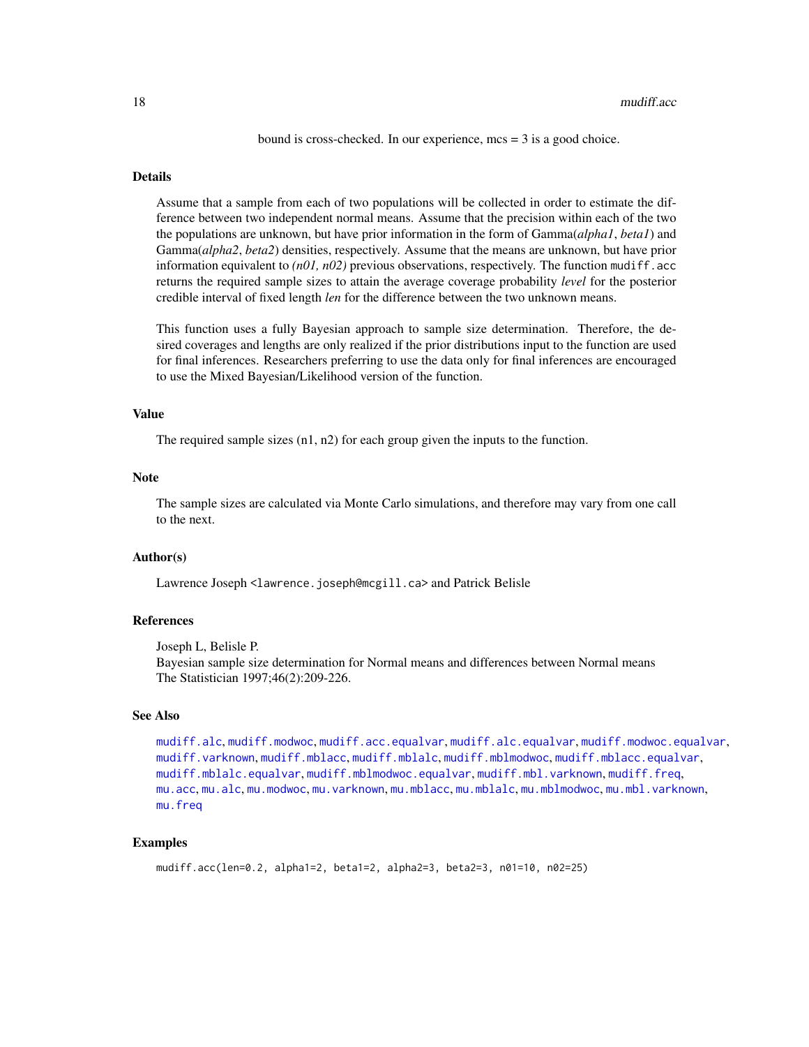bound is cross-checked. In our experience, mcs = 3 is a good choice.

## Details

Assume that a sample from each of two populations will be collected in order to estimate the difference between two independent normal means. Assume that the precision within each of the two the populations are unknown, but have prior information in the form of Gamma(*alpha1*, *beta1*) and Gamma(*alpha2*, *beta2*) densities, respectively. Assume that the means are unknown, but have prior information equivalent to *(n01, n02)* previous observations, respectively. The function `mudiff.acc` returns the required sample sizes to attain the average coverage probability *level* for the posterior credible interval of fixed length *len* for the difference between the two unknown means.

This function uses a fully Bayesian approach to sample size determination. Therefore, the desired coverages and lengths are only realized if the prior distributions input to the function are used for final inferences. Researchers preferring to use the data only for final inferences are encouraged to use the Mixed Bayesian/Likelihood version of the function.

## Value

The required sample sizes (n1, n2) for each group given the inputs to the function.

## Note

The sample sizes are calculated via Monte Carlo simulations, and therefore may vary from one call to the next.

## Author(s)

Lawrence Joseph <`lawrence.joseph@mcgill.ca`> and Patrick Belisle

## References

Joseph L, Belisle P.
Bayesian sample size determination for Normal means and differences between Normal means
The Statistician 1997;46(2):209-226.

## See Also

`mudiff.alc`, `mudiff.modwoc`, `mudiff.acc.equalvar`, `mudiff.alc.equalvar`, `mudiff.modwoc.equalvar`, `mudiff.varknown`, `mudiff.mblacc`, `mudiff.mblalc`, `mudiff.mblmodwoc`, `mudiff.mblacc.equalvar`, `mudiff.mblalc.equalvar`, `mudiff.mblmodwoc.equalvar`, `mudiff.mbl.varknown`, `mudiff.freq`, `mu.acc`, `mu.alc`, `mu.modwoc`, `mu.varknown`, `mu.mblacc`, `mu.mblalc`, `mu.mblmodwoc`, `mu.mbl.varknown`, `mu.freq`

## Examples

```
mudiff.acc(len=0.2, alpha1=2, beta1=2, alpha2=3, beta2=3, n01=10, n02=25)
```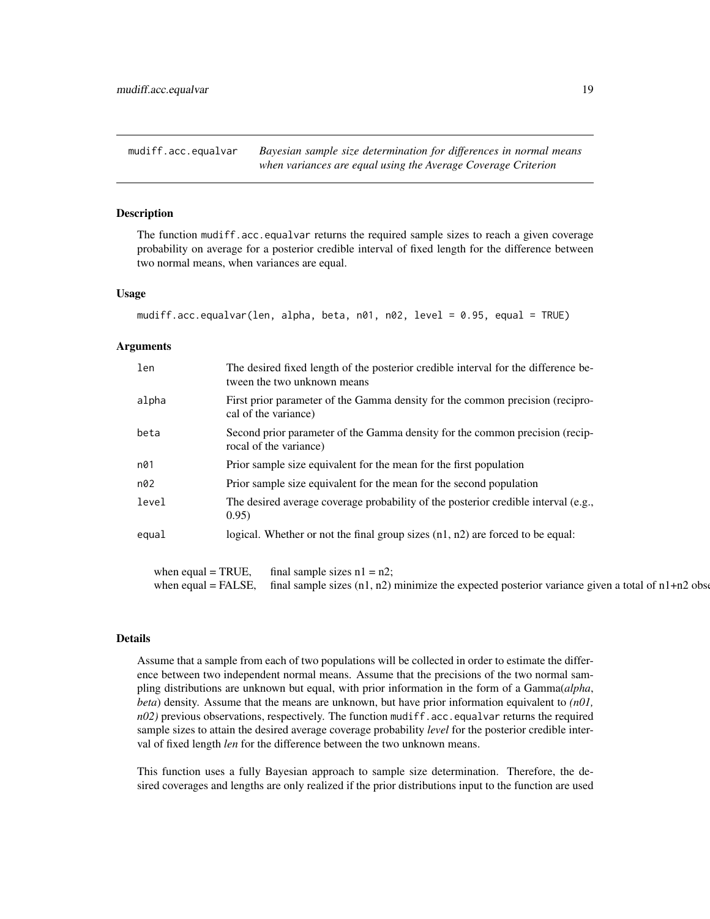mudiff.acc.equalvar *Bayesian sample size determination for differences in normal means when variances are equal using the Average Coverage Criterion*

## Description

The function mudiff.acc.equalvar returns the required sample sizes to reach a given coverage probability on average for a posterior credible interval of fixed length for the difference between two normal means, when variances are equal.

## Usage

```
mudiff.acc.equalvar(len, alpha, beta, n01, n02, level = 0.95, equal = TRUE)
```

## Arguments

| | |
|---|---|
| len | The desired fixed length of the posterior credible interval for the difference between the two unknown means |
| alpha | First prior parameter of the Gamma density for the common precision (reciprocal of the variance) |
| beta | Second prior parameter of the Gamma density for the common precision (reciprocal of the variance) |
| n01 | Prior sample size equivalent for the mean for the first population |
| n02 | Prior sample size equivalent for the mean for the second population |
| level | The desired average coverage probability of the posterior credible interval (e.g., 0.95) |
| equal | logical. Whether or not the final group sizes (n1, n2) are forced to be equal: |

| | |
|---|---|
| when equal = TRUE, | final sample sizes n1 = n2; |
| when equal = FALSE, | final sample sizes (n1, n2) minimize the expected posterior variance given a total of n1+n2 obse |

## Details

Assume that a sample from each of two populations will be collected in order to estimate the difference between two independent normal means. Assume that the precisions of the two normal sampling distributions are unknown but equal, with prior information in the form of a Gamma(*alpha*, *beta*) density. Assume that the means are unknown, but have prior information equivalent to *(n01, n02)* previous observations, respectively. The function mudiff.acc.equalvar returns the required sample sizes to attain the desired average coverage probability *level* for the posterior credible interval of fixed length *len* for the difference between the two unknown means.

This function uses a fully Bayesian approach to sample size determination. Therefore, the desired coverages and lengths are only realized if the prior distributions input to the function are used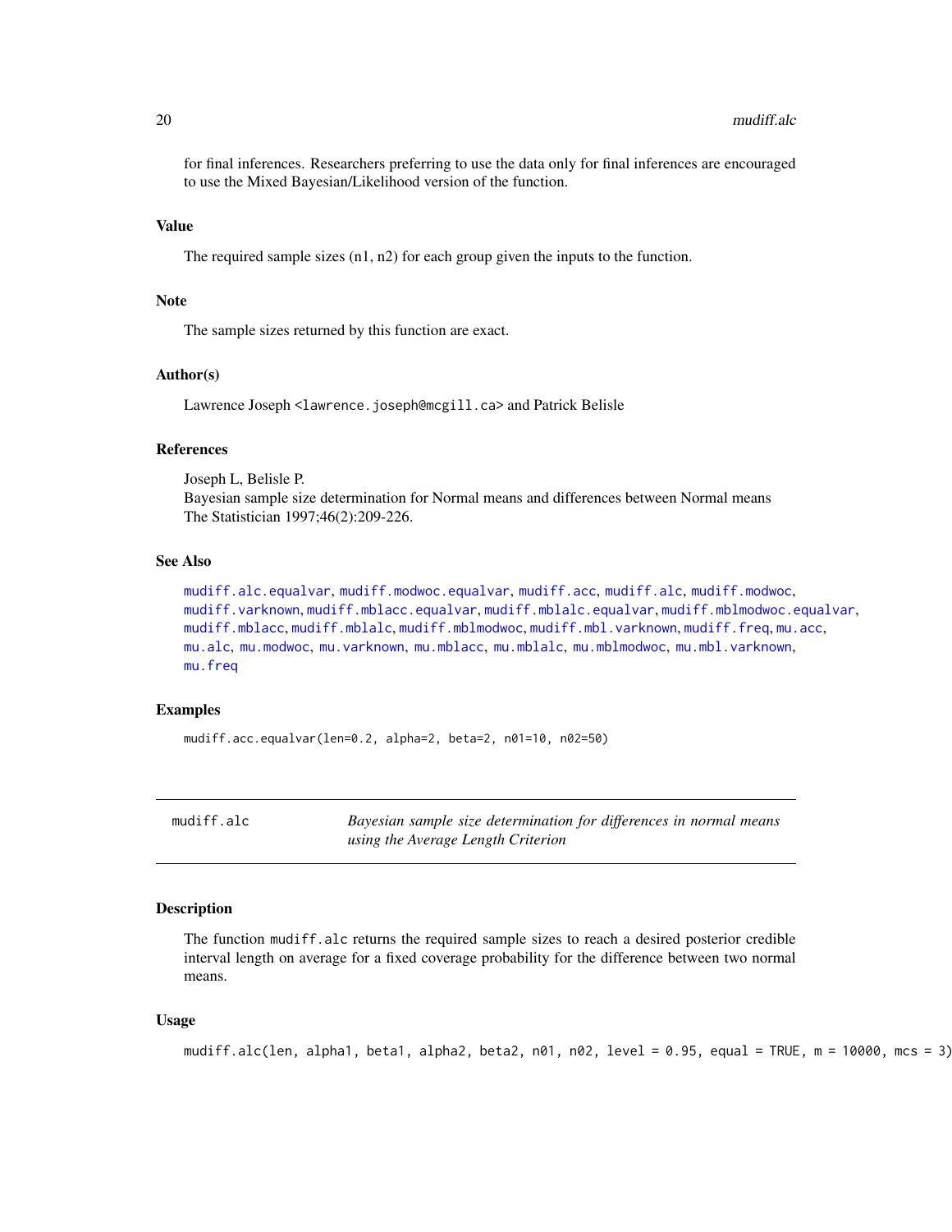for final inferences. Researchers preferring to use the data only for final inferences are encouraged to use the Mixed Bayesian/Likelihood version of the function.

### Value

The required sample sizes (n1, n2) for each group given the inputs to the function.

### Note

The sample sizes returned by this function are exact.

### Author(s)

Lawrence Joseph <lawrence.joseph@mcgill.ca> and Patrick Belisle

### References

Joseph L, Belisle P.
Bayesian sample size determination for Normal means and differences between Normal means
The Statistician 1997;46(2):209-226.

### See Also

mudiff.alc.equalvar, mudiff.modwoc.equalvar, mudiff.acc, mudiff.alc, mudiff.modwoc, mudiff.varknown, mudiff.mblacc.equalvar, mudiff.mblalc.equalvar, mudiff.mblmodwoc.equalvar, mudiff.mblacc, mudiff.mblalc, mudiff.mblmodwoc, mudiff.mbl.varknown, mudiff.freq, mu.acc, mu.alc, mu.modwoc, mu.varknown, mu.mblacc, mu.mblalc, mu.mblmodwoc, mu.mbl.varknown, mu.freq

### Examples

```
mudiff.acc.equalvar(len=0.2, alpha=2, beta=2, n01=10, n02=50)
```

---

## mudiff.alc — *Bayesian sample size determination for differences in normal means using the Average Length Criterion*

### Description

The function mudiff.alc returns the required sample sizes to reach a desired posterior credible interval length on average for a fixed coverage probability for the difference between two normal means.

### Usage

```
mudiff.alc(len, alpha1, beta1, alpha2, beta2, n01, n02, level = 0.95, equal = TRUE, m = 10000, mcs = 3)
```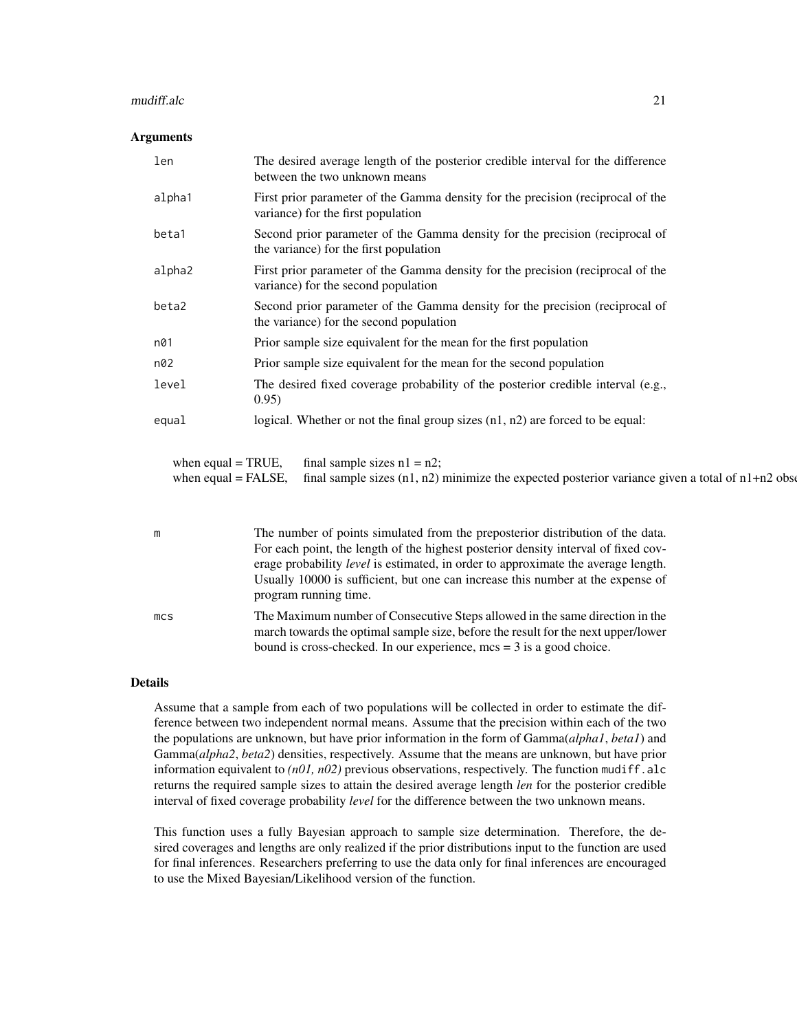## Arguments

| | |
|---|---|
| `len` | The desired average length of the posterior credible interval for the difference between the two unknown means |
| `alpha1` | First prior parameter of the Gamma density for the precision (reciprocal of the variance) for the first population |
| `beta1` | Second prior parameter of the Gamma density for the precision (reciprocal of the variance) for the first population |
| `alpha2` | First prior parameter of the Gamma density for the precision (reciprocal of the variance) for the second population |
| `beta2` | Second prior parameter of the Gamma density for the precision (reciprocal of the variance) for the second population |
| `n01` | Prior sample size equivalent for the mean for the first population |
| `n02` | Prior sample size equivalent for the mean for the second population |
| `level` | The desired fixed coverage probability of the posterior credible interval (e.g., 0.95) |
| `equal` | logical. Whether or not the final group sizes (n1, n2) are forced to be equal: |

| | |
|---|---|
| when equal = TRUE, | final sample sizes n1 = n2; |
| when equal = FALSE, | final sample sizes (n1, n2) minimize the expected posterior variance given a total of n1+n2 obse |

| | |
|---|---|
| `m` | The number of points simulated from the preposterior distribution of the data. For each point, the length of the highest posterior density interval of fixed coverage probability *level* is estimated, in order to approximate the average length. Usually 10000 is sufficient, but one can increase this number at the expense of program running time. |
| `mcs` | The Maximum number of Consecutive Steps allowed in the same direction in the march towards the optimal sample size, before the result for the next upper/lower bound is cross-checked. In our experience, mcs = 3 is a good choice. |

## Details

Assume that a sample from each of two populations will be collected in order to estimate the difference between two independent normal means. Assume that the precision within each of the two the populations are unknown, but have prior information in the form of Gamma(*alpha1*, *beta1*) and Gamma(*alpha2*, *beta2*) densities, respectively. Assume that the means are unknown, but have prior information equivalent to *(n01, n02)* previous observations, respectively. The function `mudiff.alc` returns the required sample sizes to attain the desired average length *len* for the posterior credible interval of fixed coverage probability *level* for the difference between the two unknown means.

This function uses a fully Bayesian approach to sample size determination. Therefore, the desired coverages and lengths are only realized if the prior distributions input to the function are used for final inferences. Researchers preferring to use the data only for final inferences are encouraged to use the Mixed Bayesian/Likelihood version of the function.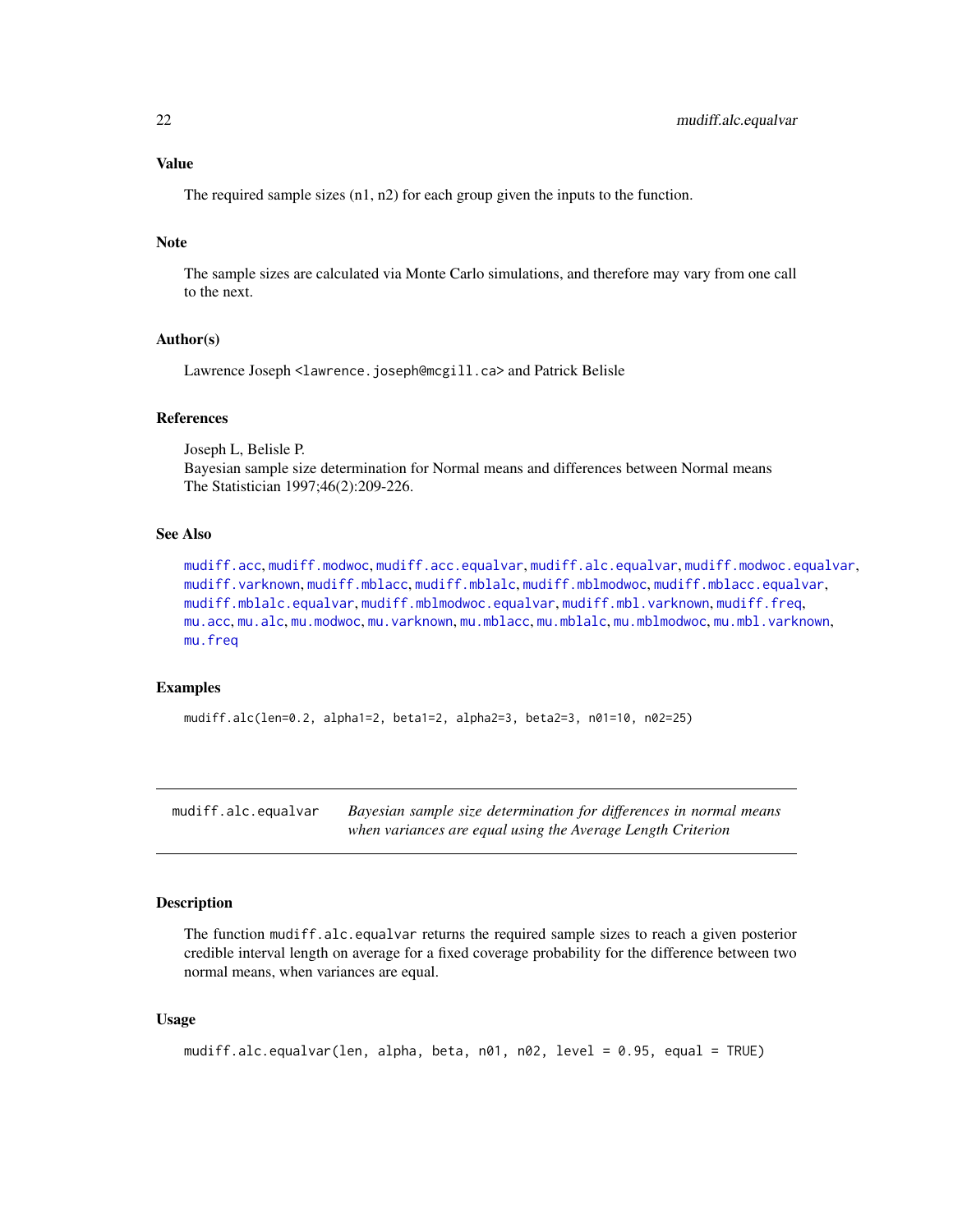### Value

The required sample sizes (n1, n2) for each group given the inputs to the function.

### Note

The sample sizes are calculated via Monte Carlo simulations, and therefore may vary from one call to the next.

### Author(s)

Lawrence Joseph <lawrence.joseph@mcgill.ca> and Patrick Belisle

### References

Joseph L, Belisle P.
Bayesian sample size determination for Normal means and differences between Normal means
The Statistician 1997;46(2):209-226.

### See Also

mudiff.acc, mudiff.modwoc, mudiff.acc.equalvar, mudiff.alc.equalvar, mudiff.modwoc.equalvar, mudiff.varknown, mudiff.mblacc, mudiff.mblalc, mudiff.mblmodwoc, mudiff.mblacc.equalvar, mudiff.mblalc.equalvar, mudiff.mblmodwoc.equalvar, mudiff.mbl.varknown, mudiff.freq, mu.acc, mu.alc, mu.modwoc, mu.varknown, mu.mblacc, mu.mblalc, mu.mblmodwoc, mu.mbl.varknown, mu.freq

### Examples

```
mudiff.alc(len=0.2, alpha1=2, beta1=2, alpha2=3, beta2=3, n01=10, n02=25)
```

---

## mudiff.alc.equalvar — *Bayesian sample size determination for differences in normal means when variances are equal using the Average Length Criterion*

### Description

The function mudiff.alc.equalvar returns the required sample sizes to reach a given posterior credible interval length on average for a fixed coverage probability for the difference between two normal means, when variances are equal.

### Usage

```
mudiff.alc.equalvar(len, alpha, beta, n01, n02, level = 0.95, equal = TRUE)
```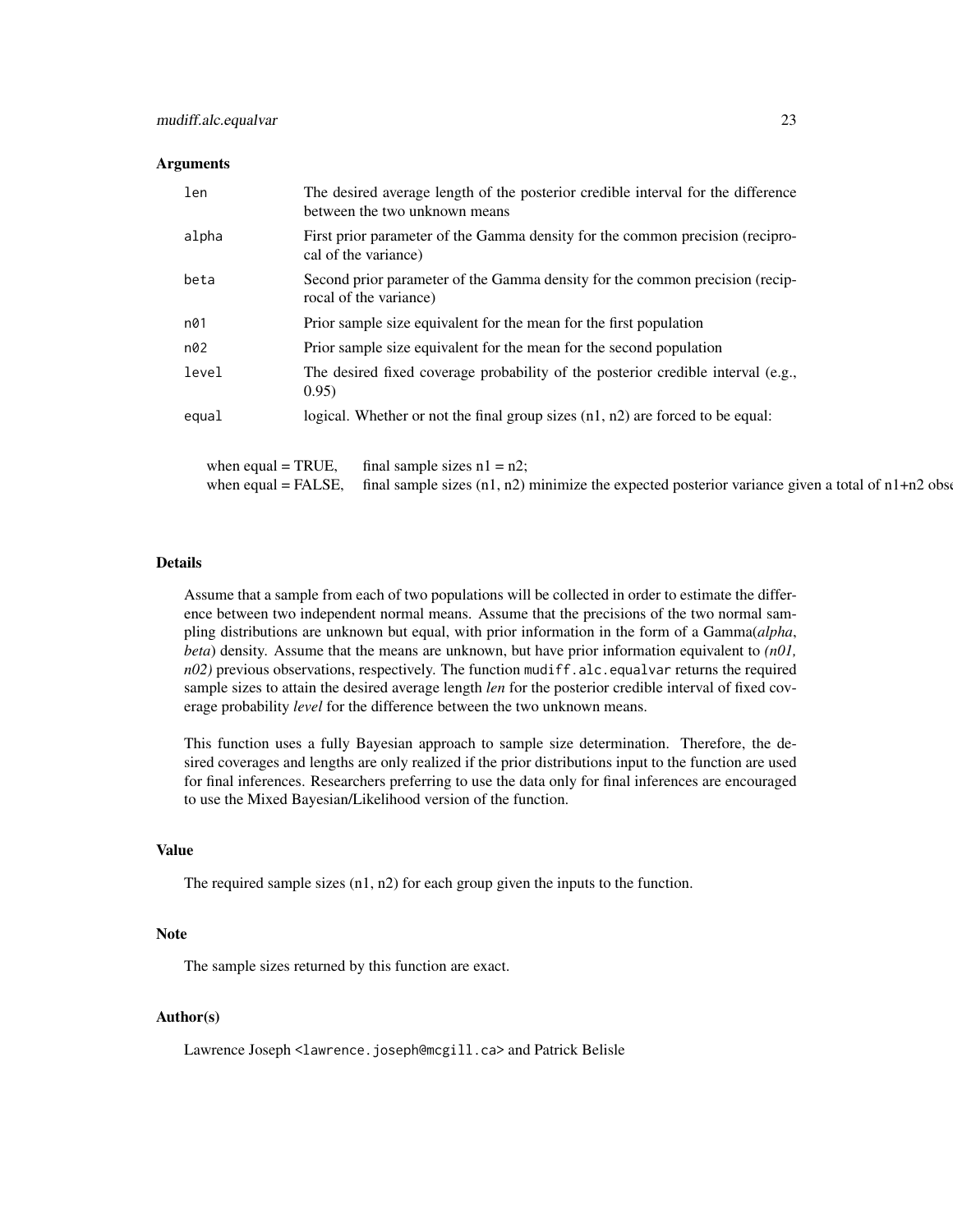### Arguments

| | |
|---|---|
| `len` | The desired average length of the posterior credible interval for the difference between the two unknown means |
| `alpha` | First prior parameter of the Gamma density for the common precision (reciprocal of the variance) |
| `beta` | Second prior parameter of the Gamma density for the common precision (reciprocal of the variance) |
| `n01` | Prior sample size equivalent for the mean for the first population |
| `n02` | Prior sample size equivalent for the mean for the second population |
| `level` | The desired fixed coverage probability of the posterior credible interval (e.g., 0.95) |
| `equal` | logical. Whether or not the final group sizes (n1, n2) are forced to be equal: |

| | |
|---|---|
| when equal = TRUE, | final sample sizes n1 = n2; |
| when equal = FALSE, | final sample sizes (n1, n2) minimize the expected posterior variance given a total of n1+n2 obse |

### Details

Assume that a sample from each of two populations will be collected in order to estimate the difference between two independent normal means. Assume that the precisions of the two normal sampling distributions are unknown but equal, with prior information in the form of a Gamma(*alpha*, *beta*) density. Assume that the means are unknown, but have prior information equivalent to *(n01, n02)* previous observations, respectively. The function `mudiff.alc.equalvar` returns the required sample sizes to attain the desired average length *len* for the posterior credible interval of fixed coverage probability *level* for the difference between the two unknown means.

This function uses a fully Bayesian approach to sample size determination. Therefore, the desired coverages and lengths are only realized if the prior distributions input to the function are used for final inferences. Researchers preferring to use the data only for final inferences are encouraged to use the Mixed Bayesian/Likelihood version of the function.

### Value

The required sample sizes (n1, n2) for each group given the inputs to the function.

### Note

The sample sizes returned by this function are exact.

### Author(s)

Lawrence Joseph <`lawrence.joseph@mcgill.ca`> and Patrick Belisle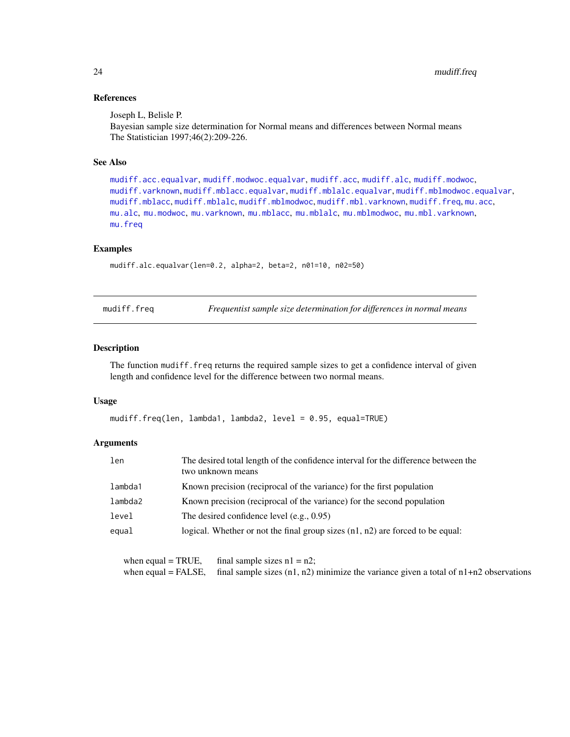### References

Joseph L, Belisle P.
Bayesian sample size determination for Normal means and differences between Normal means
The Statistician 1997;46(2):209-226.

### See Also

mudiff.acc.equalvar, mudiff.modwoc.equalvar, mudiff.acc, mudiff.alc, mudiff.modwoc, mudiff.varknown, mudiff.mblacc.equalvar, mudiff.mblalc.equalvar, mudiff.mblmodwoc.equalvar, mudiff.mblacc, mudiff.mblalc, mudiff.mblmodwoc, mudiff.mbl.varknown, mudiff.freq, mu.acc, mu.alc, mu.modwoc, mu.varknown, mu.mblacc, mu.mblalc, mu.mblmodwoc, mu.mbl.varknown, mu.freq

### Examples

```
mudiff.alc.equalvar(len=0.2, alpha=2, beta=2, n01=10, n02=50)
```

---

## mudiff.freq — *Frequentist sample size determination for differences in normal means*

### Description

The function `mudiff.freq` returns the required sample sizes to get a confidence interval of given length and confidence level for the difference between two normal means.

### Usage

```
mudiff.freq(len, lambda1, lambda2, level = 0.95, equal=TRUE)
```

### Arguments

| | |
|---|---|
| `len` | The desired total length of the confidence interval for the difference between the two unknown means |
| `lambda1` | Known precision (reciprocal of the variance) for the first population |
| `lambda2` | Known precision (reciprocal of the variance) for the second population |
| `level` | The desired confidence level (e.g., 0.95) |
| `equal` | logical. Whether or not the final group sizes (n1, n2) are forced to be equal: |

| | |
|---|---|
| when equal = TRUE, | final sample sizes n1 = n2; |
| when equal = FALSE, | final sample sizes (n1, n2) minimize the variance given a total of n1+n2 observations |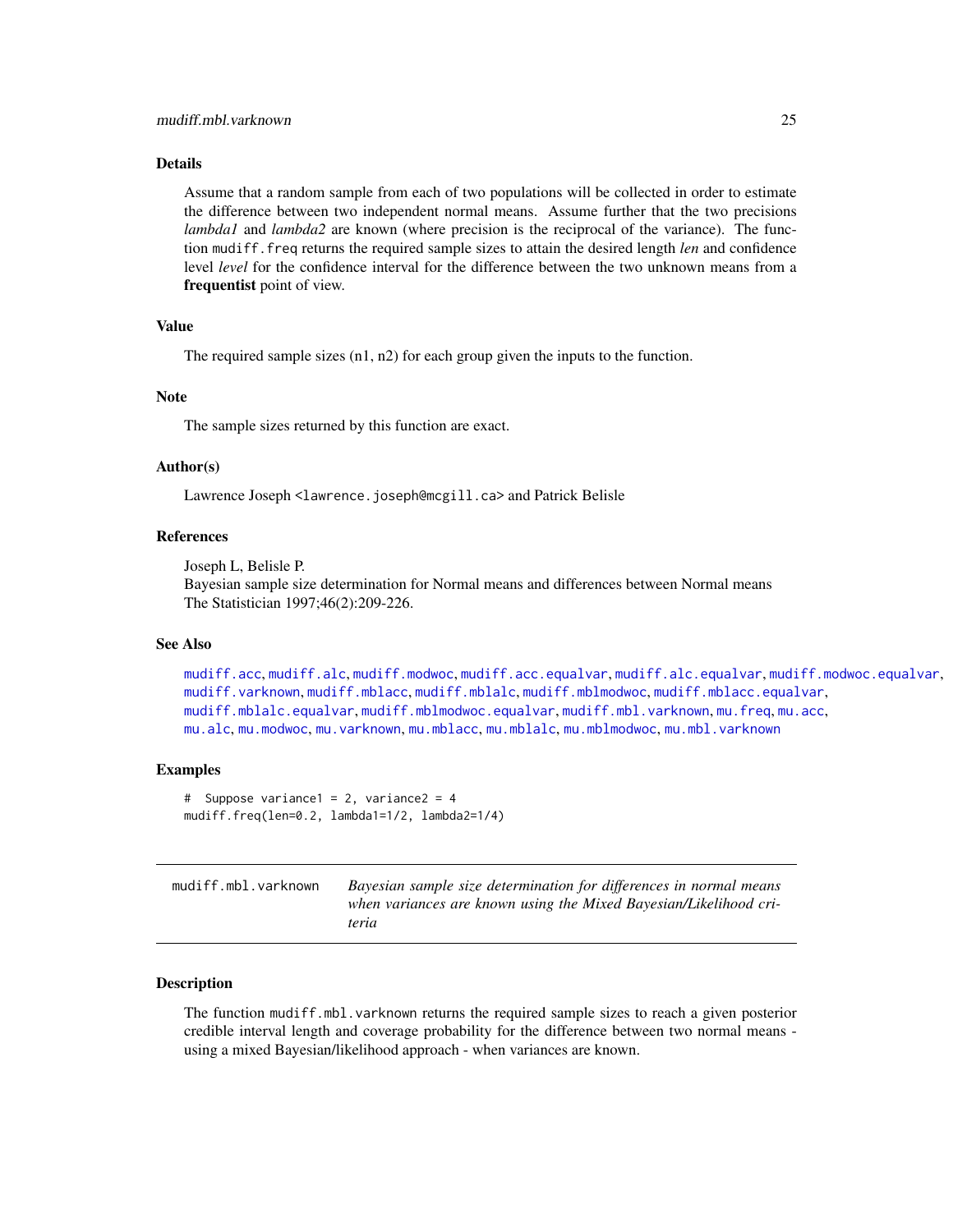## Details

Assume that a random sample from each of two populations will be collected in order to estimate the difference between two independent normal means. Assume further that the two precisions *lambda1* and *lambda2* are known (where precision is the reciprocal of the variance). The function `mudiff.freq` returns the required sample sizes to attain the desired length *len* and confidence level *level* for the confidence interval for the difference between the two unknown means from a **frequentist** point of view.

## Value

The required sample sizes (n1, n2) for each group given the inputs to the function.

## Note

The sample sizes returned by this function are exact.

## Author(s)

Lawrence Joseph <lawrence.joseph@mcgill.ca> and Patrick Belisle

## References

Joseph L, Belisle P.
Bayesian sample size determination for Normal means and differences between Normal means
The Statistician 1997;46(2):209-226.

## See Also

`mudiff.acc`, `mudiff.alc`, `mudiff.modwoc`, `mudiff.acc.equalvar`, `mudiff.alc.equalvar`, `mudiff.modwoc.equalvar`, `mudiff.varknown`, `mudiff.mblacc`, `mudiff.mblalc`, `mudiff.mblmodwoc`, `mudiff.mblacc.equalvar`, `mudiff.mblalc.equalvar`, `mudiff.mblmodwoc.equalvar`, `mudiff.mbl.varknown`, `mu.freq`, `mu.acc`, `mu.alc`, `mu.modwoc`, `mu.varknown`, `mu.mblacc`, `mu.mblalc`, `mu.mblmodwoc`, `mu.mbl.varknown`

## Examples

```
#  Suppose variance1 = 2, variance2 = 4
mudiff.freq(len=0.2, lambda1=1/2, lambda2=1/4)
```

---

# mudiff.mbl.varknown

*Bayesian sample size determination for differences in normal means when variances are known using the Mixed Bayesian/Likelihood criteria*

## Description

The function `mudiff.mbl.varknown` returns the required sample sizes to reach a given posterior credible interval length and coverage probability for the difference between two normal means - using a mixed Bayesian/likelihood approach - when variances are known.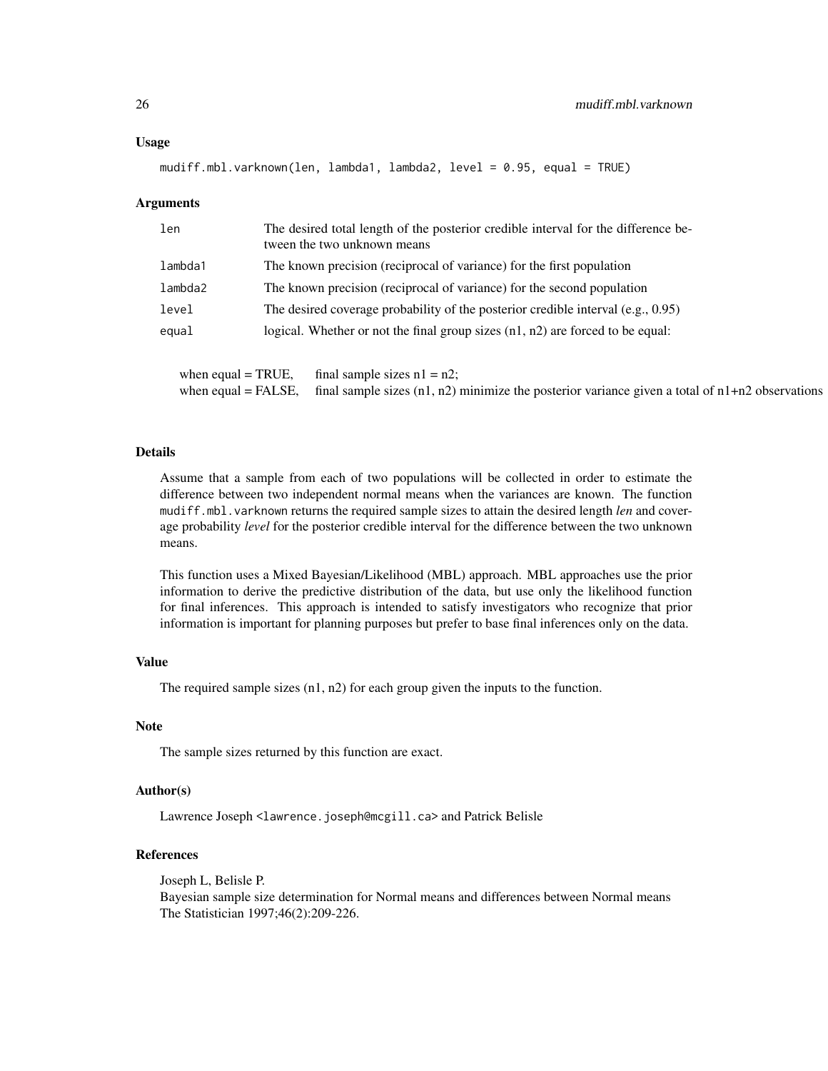### Usage

```
mudiff.mbl.varknown(len, lambda1, lambda2, level = 0.95, equal = TRUE)
```

### Arguments

| | |
|---|---|
| len | The desired total length of the posterior credible interval for the difference between the two unknown means |
| lambda1 | The known precision (reciprocal of variance) for the first population |
| lambda2 | The known precision (reciprocal of variance) for the second population |
| level | The desired coverage probability of the posterior credible interval (e.g., 0.95) |
| equal | logical. Whether or not the final group sizes (n1, n2) are forced to be equal: |

| | |
|---|---|
| when equal = TRUE, | final sample sizes n1 = n2; |
| when equal = FALSE, | final sample sizes (n1, n2) minimize the posterior variance given a total of n1+n2 observations |

### Details

Assume that a sample from each of two populations will be collected in order to estimate the difference between two independent normal means when the variances are known. The function `mudiff.mbl.varknown` returns the required sample sizes to attain the desired length *len* and coverage probability *level* for the posterior credible interval for the difference between the two unknown means.

This function uses a Mixed Bayesian/Likelihood (MBL) approach. MBL approaches use the prior information to derive the predictive distribution of the data, but use only the likelihood function for final inferences. This approach is intended to satisfy investigators who recognize that prior information is important for planning purposes but prefer to base final inferences only on the data.

### Value

The required sample sizes (n1, n2) for each group given the inputs to the function.

### Note

The sample sizes returned by this function are exact.

### Author(s)

Lawrence Joseph <lawrence.joseph@mcgill.ca> and Patrick Belisle

### References

Joseph L, Belisle P.
Bayesian sample size determination for Normal means and differences between Normal means
The Statistician 1997;46(2):209-226.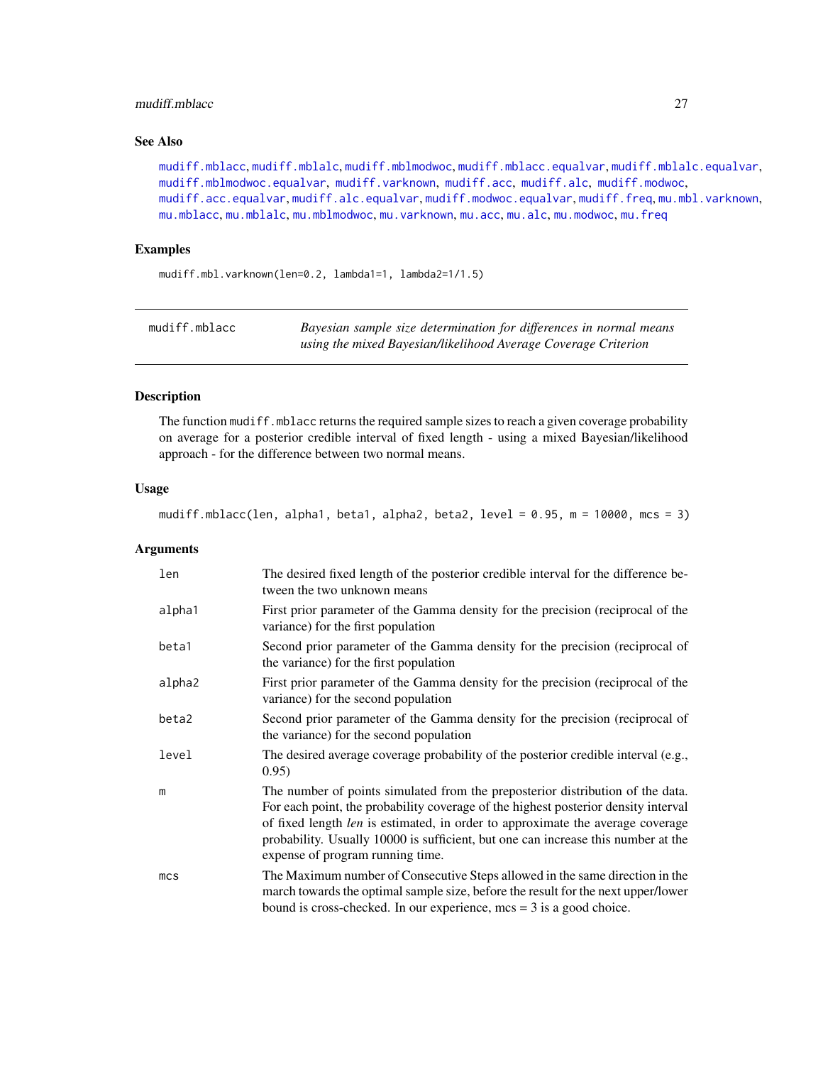## See Also

mudiff.mblacc, mudiff.mblalc, mudiff.mblmodwoc, mudiff.mblacc.equalvar, mudiff.mblalc.equalvar, mudiff.mblmodwoc.equalvar, mudiff.varknown, mudiff.acc, mudiff.alc, mudiff.modwoc, mudiff.acc.equalvar, mudiff.alc.equalvar, mudiff.modwoc.equalvar, mudiff.freq, mu.mbl.varknown, mu.mblacc, mu.mblalc, mu.mblmodwoc, mu.varknown, mu.acc, mu.alc, mu.modwoc, mu.freq

## Examples

```
mudiff.mbl.varknown(len=0.2, lambda1=1, lambda2=1/1.5)
```

---

# mudiff.mblacc

*Bayesian sample size determination for differences in normal means using the mixed Bayesian/likelihood Average Coverage Criterion*

---

## Description

The function `mudiff.mblacc` returns the required sample sizes to reach a given coverage probability on average for a posterior credible interval of fixed length - using a mixed Bayesian/likelihood approach - for the difference between two normal means.

## Usage

```
mudiff.mblacc(len, alpha1, beta1, alpha2, beta2, level = 0.95, m = 10000, mcs = 3)
```

## Arguments

| | |
|---|---|
| len | The desired fixed length of the posterior credible interval for the difference between the two unknown means |
| alpha1 | First prior parameter of the Gamma density for the precision (reciprocal of the variance) for the first population |
| beta1 | Second prior parameter of the Gamma density for the precision (reciprocal of the variance) for the first population |
| alpha2 | First prior parameter of the Gamma density for the precision (reciprocal of the variance) for the second population |
| beta2 | Second prior parameter of the Gamma density for the precision (reciprocal of the variance) for the second population |
| level | The desired average coverage probability of the posterior credible interval (e.g., 0.95) |
| m | The number of points simulated from the preposterior distribution of the data. For each point, the probability coverage of the highest posterior density interval of fixed length *len* is estimated, in order to approximate the average coverage probability. Usually 10000 is sufficient, but one can increase this number at the expense of program running time. |
| mcs | The Maximum number of Consecutive Steps allowed in the same direction in the march towards the optimal sample size, before the result for the next upper/lower bound is cross-checked. In our experience, mcs = 3 is a good choice. |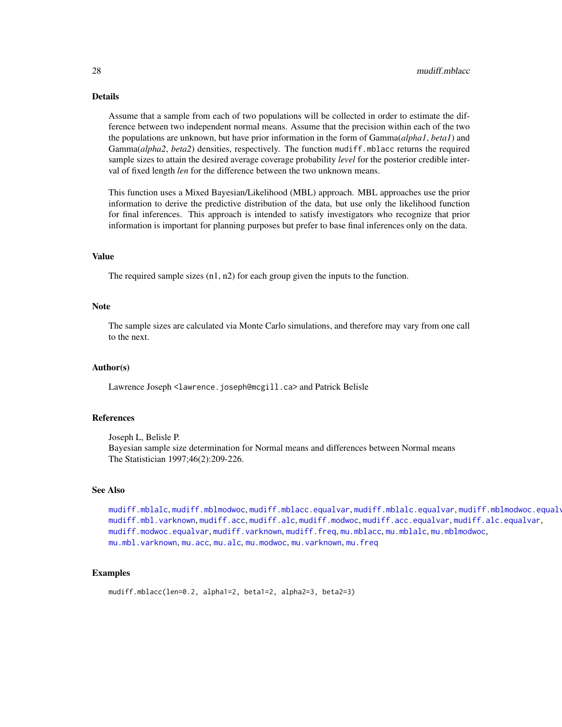## Details

Assume that a sample from each of two populations will be collected in order to estimate the difference between two independent normal means. Assume that the precision within each of the two the populations are unknown, but have prior information in the form of Gamma(*alpha1*, *beta1*) and Gamma(*alpha2*, *beta2*) densities, respectively. The function `mudiff.mblacc` returns the required sample sizes to attain the desired average coverage probability *level* for the posterior credible interval of fixed length *len* for the difference between the two unknown means.

This function uses a Mixed Bayesian/Likelihood (MBL) approach. MBL approaches use the prior information to derive the predictive distribution of the data, but use only the likelihood function for final inferences. This approach is intended to satisfy investigators who recognize that prior information is important for planning purposes but prefer to base final inferences only on the data.

## Value

The required sample sizes (n1, n2) for each group given the inputs to the function.

## Note

The sample sizes are calculated via Monte Carlo simulations, and therefore may vary from one call to the next.

## Author(s)

Lawrence Joseph <lawrence.joseph@mcgill.ca> and Patrick Belisle

## References

Joseph L, Belisle P.
Bayesian sample size determination for Normal means and differences between Normal means
The Statistician 1997;46(2):209-226.

## See Also

`mudiff.mblalc`, `mudiff.mblmodwoc`, `mudiff.mblacc.equalvar`, `mudiff.mblalc.equalvar`, `mudiff.mblmodwoc.equalvar`, `mudiff.mbl.varknown`, `mudiff.acc`, `mudiff.alc`, `mudiff.modwoc`, `mudiff.acc.equalvar`, `mudiff.alc.equalvar`, `mudiff.modwoc.equalvar`, `mudiff.varknown`, `mudiff.freq`, `mu.mblacc`, `mu.mblalc`, `mu.mblmodwoc`, `mu.mbl.varknown`, `mu.acc`, `mu.alc`, `mu.modwoc`, `mu.varknown`, `mu.freq`

## Examples

```
mudiff.mblacc(len=0.2, alpha1=2, beta1=2, alpha2=3, beta2=3)
```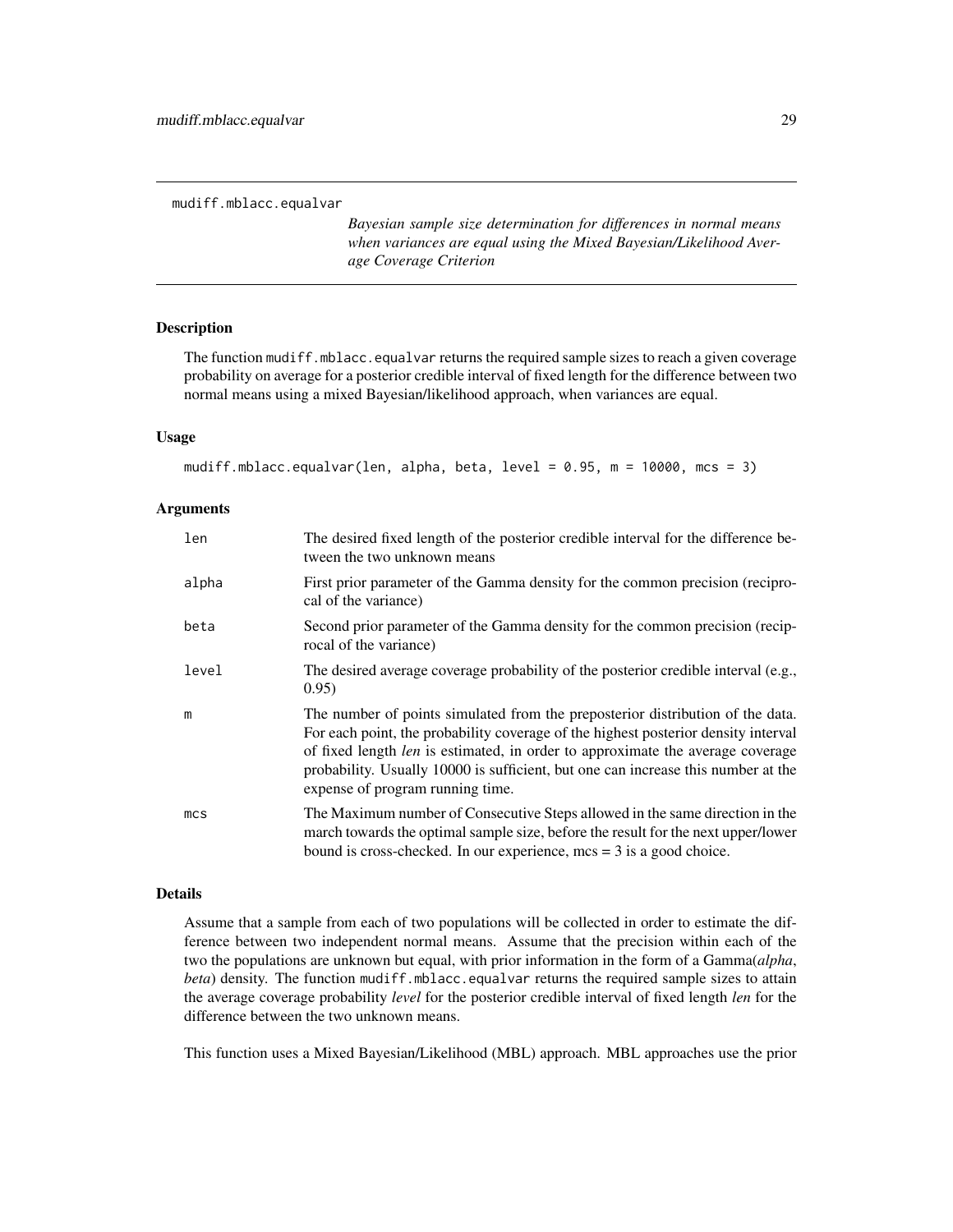`mudiff.mblacc.equalvar`

*Bayesian sample size determination for differences in normal means when variances are equal using the Mixed Bayesian/Likelihood Average Coverage Criterion*

## Description

The function `mudiff.mblacc.equalvar` returns the required sample sizes to reach a given coverage probability on average for a posterior credible interval of fixed length for the difference between two normal means using a mixed Bayesian/likelihood approach, when variances are equal.

## Usage

```
mudiff.mblacc.equalvar(len, alpha, beta, level = 0.95, m = 10000, mcs = 3)
```

## Arguments

| | |
|---|---|
| `len` | The desired fixed length of the posterior credible interval for the difference between the two unknown means |
| `alpha` | First prior parameter of the Gamma density for the common precision (reciprocal of the variance) |
| `beta` | Second prior parameter of the Gamma density for the common precision (reciprocal of the variance) |
| `level` | The desired average coverage probability of the posterior credible interval (e.g., 0.95) |
| `m` | The number of points simulated from the preposterior distribution of the data. For each point, the probability coverage of the highest posterior density interval of fixed length *len* is estimated, in order to approximate the average coverage probability. Usually 10000 is sufficient, but one can increase this number at the expense of program running time. |
| `mcs` | The Maximum number of Consecutive Steps allowed in the same direction in the march towards the optimal sample size, before the result for the next upper/lower bound is cross-checked. In our experience, mcs = 3 is a good choice. |

## Details

Assume that a sample from each of two populations will be collected in order to estimate the difference between two independent normal means. Assume that the precision within each of the two the populations are unknown but equal, with prior information in the form of a Gamma(*alpha*, *beta*) density. The function `mudiff.mblacc.equalvar` returns the required sample sizes to attain the average coverage probability *level* for the posterior credible interval of fixed length *len* for the difference between the two unknown means.

This function uses a Mixed Bayesian/Likelihood (MBL) approach. MBL approaches use the prior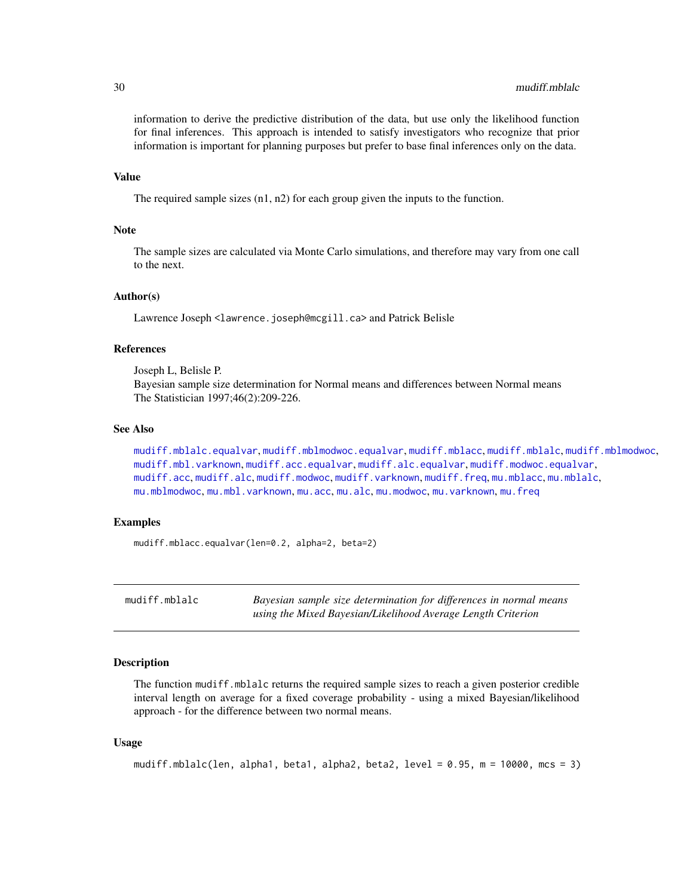information to derive the predictive distribution of the data, but use only the likelihood function for final inferences. This approach is intended to satisfy investigators who recognize that prior information is important for planning purposes but prefer to base final inferences only on the data.

### Value

The required sample sizes (n1, n2) for each group given the inputs to the function.

### Note

The sample sizes are calculated via Monte Carlo simulations, and therefore may vary from one call to the next.

### Author(s)

Lawrence Joseph <lawrence.joseph@mcgill.ca> and Patrick Belisle

### References

Joseph L, Belisle P.
Bayesian sample size determination for Normal means and differences between Normal means
The Statistician 1997;46(2):209-226.

### See Also

mudiff.mblalc.equalvar, mudiff.mblmodwoc.equalvar, mudiff.mblacc, mudiff.mblalc, mudiff.mblmodwoc, mudiff.mbl.varknown, mudiff.acc.equalvar, mudiff.alc.equalvar, mudiff.modwoc.equalvar, mudiff.acc, mudiff.alc, mudiff.modwoc, mudiff.varknown, mudiff.freq, mu.mblacc, mu.mblalc, mu.mblmodwoc, mu.mbl.varknown, mu.acc, mu.alc, mu.modwoc, mu.varknown, mu.freq

### Examples

```
mudiff.mblacc.equalvar(len=0.2, alpha=2, beta=2)
```

---

## mudiff.mblalc — *Bayesian sample size determination for differences in normal means using the Mixed Bayesian/Likelihood Average Length Criterion*

---

### Description

The function mudiff.mblalc returns the required sample sizes to reach a given posterior credible interval length on average for a fixed coverage probability - using a mixed Bayesian/likelihood approach - for the difference between two normal means.

### Usage

```
mudiff.mblalc(len, alpha1, beta1, alpha2, beta2, level = 0.95, m = 10000, mcs = 3)
```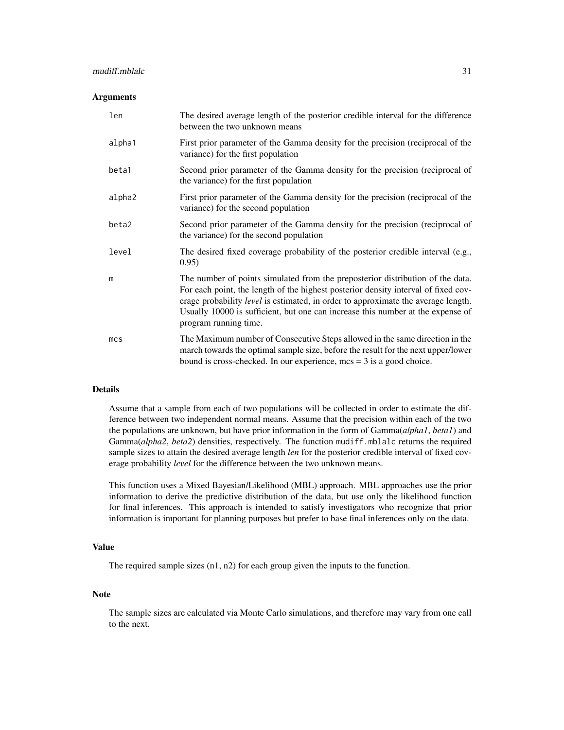## Arguments

| | |
|---|---|
| `len` | The desired average length of the posterior credible interval for the difference between the two unknown means |
| `alpha1` | First prior parameter of the Gamma density for the precision (reciprocal of the variance) for the first population |
| `beta1` | Second prior parameter of the Gamma density for the precision (reciprocal of the variance) for the first population |
| `alpha2` | First prior parameter of the Gamma density for the precision (reciprocal of the variance) for the second population |
| `beta2` | Second prior parameter of the Gamma density for the precision (reciprocal of the variance) for the second population |
| `level` | The desired fixed coverage probability of the posterior credible interval (e.g., 0.95) |
| `m` | The number of points simulated from the preposterior distribution of the data. For each point, the length of the highest posterior density interval of fixed coverage probability *level* is estimated, in order to approximate the average length. Usually 10000 is sufficient, but one can increase this number at the expense of program running time. |
| `mcs` | The Maximum number of Consecutive Steps allowed in the same direction in the march towards the optimal sample size, before the result for the next upper/lower bound is cross-checked. In our experience, mcs = 3 is a good choice. |

## Details

Assume that a sample from each of two populations will be collected in order to estimate the difference between two independent normal means. Assume that the precision within each of the two the populations are unknown, but have prior information in the form of Gamma(*alpha1*, *beta1*) and Gamma(*alpha2*, *beta2*) densities, respectively. The function `mudiff.mblalc` returns the required sample sizes to attain the desired average length *len* for the posterior credible interval of fixed coverage probability *level* for the difference between the two unknown means.

This function uses a Mixed Bayesian/Likelihood (MBL) approach. MBL approaches use the prior information to derive the predictive distribution of the data, but use only the likelihood function for final inferences. This approach is intended to satisfy investigators who recognize that prior information is important for planning purposes but prefer to base final inferences only on the data.

## Value

The required sample sizes (n1, n2) for each group given the inputs to the function.

## Note

The sample sizes are calculated via Monte Carlo simulations, and therefore may vary from one call to the next.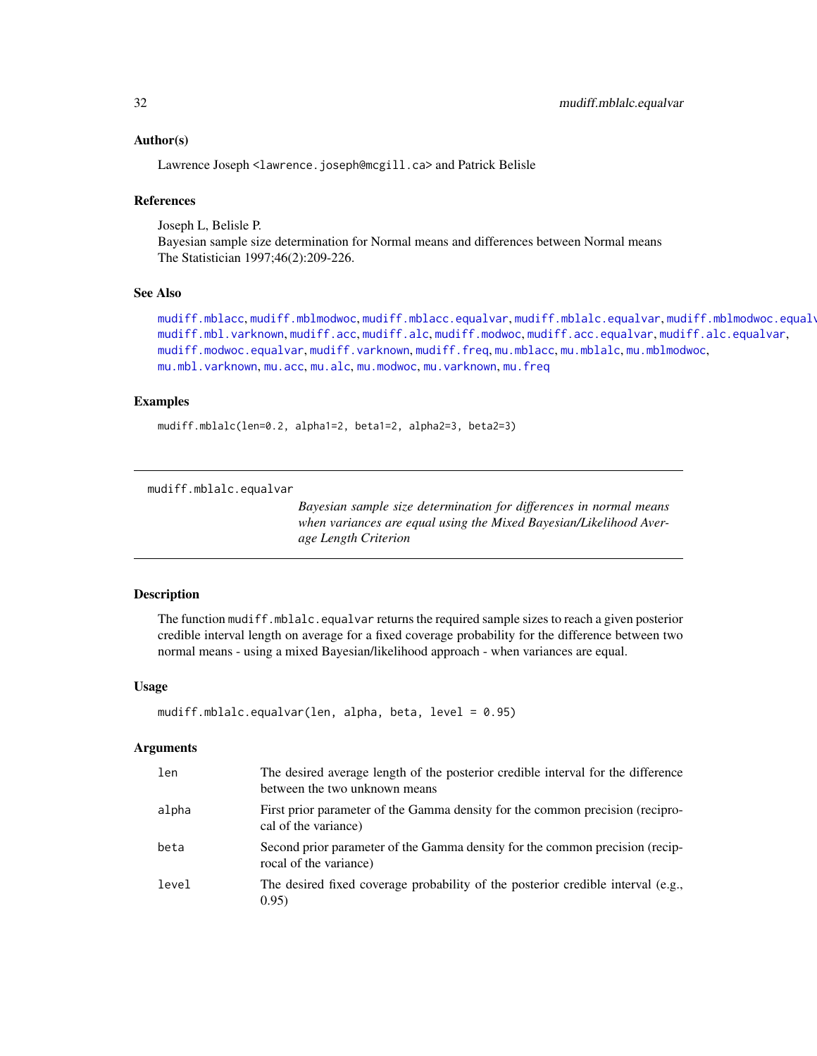## Author(s)

Lawrence Joseph <lawrence.joseph@mcgill.ca> and Patrick Belisle

## References

Joseph L, Belisle P.
Bayesian sample size determination for Normal means and differences between Normal means
The Statistician 1997;46(2):209-226.

## See Also

mudiff.mblacc, mudiff.mblmodwoc, mudiff.mblacc.equalvar, mudiff.mblalc.equalvar, mudiff.mblmodwoc.equalvar, mudiff.mbl.varknown, mudiff.acc, mudiff.alc, mudiff.modwoc, mudiff.acc.equalvar, mudiff.alc.equalvar, mudiff.modwoc.equalvar, mudiff.varknown, mudiff.freq, mu.mblacc, mu.mblalc, mu.mblmodwoc, mu.mbl.varknown, mu.acc, mu.alc, mu.modwoc, mu.varknown, mu.freq

## Examples

```
mudiff.mblalc(len=0.2, alpha1=2, beta1=2, alpha2=3, beta2=3)
```

---

# mudiff.mblalc.equalvar

*Bayesian sample size determination for differences in normal means when variances are equal using the Mixed Bayesian/Likelihood Average Length Criterion*

## Description

The function mudiff.mblalc.equalvar returns the required sample sizes to reach a given posterior credible interval length on average for a fixed coverage probability for the difference between two normal means - using a mixed Bayesian/likelihood approach - when variances are equal.

## Usage

```
mudiff.mblalc.equalvar(len, alpha, beta, level = 0.95)
```

## Arguments

| | |
|---|---|
| len | The desired average length of the posterior credible interval for the difference between the two unknown means |
| alpha | First prior parameter of the Gamma density for the common precision (reciprocal of the variance) |
| beta | Second prior parameter of the Gamma density for the common precision (reciprocal of the variance) |
| level | The desired fixed coverage probability of the posterior credible interval (e.g., 0.95) |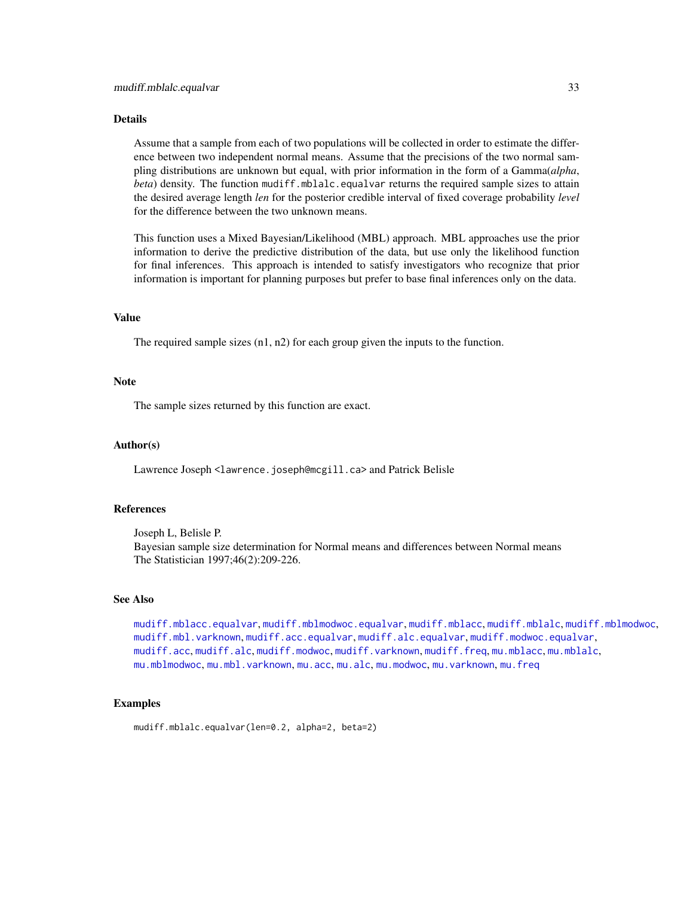## Details

Assume that a sample from each of two populations will be collected in order to estimate the difference between two independent normal means. Assume that the precisions of the two normal sampling distributions are unknown but equal, with prior information in the form of a Gamma(*alpha*, *beta*) density. The function `mudiff.mblalc.equalvar` returns the required sample sizes to attain the desired average length *len* for the posterior credible interval of fixed coverage probability *level* for the difference between the two unknown means.

This function uses a Mixed Bayesian/Likelihood (MBL) approach. MBL approaches use the prior information to derive the predictive distribution of the data, but use only the likelihood function for final inferences. This approach is intended to satisfy investigators who recognize that prior information is important for planning purposes but prefer to base final inferences only on the data.

## Value

The required sample sizes (n1, n2) for each group given the inputs to the function.

## Note

The sample sizes returned by this function are exact.

## Author(s)

Lawrence Joseph <lawrence.joseph@mcgill.ca> and Patrick Belisle

## References

Joseph L, Belisle P.
Bayesian sample size determination for Normal means and differences between Normal means
The Statistician 1997;46(2):209-226.

## See Also

`mudiff.mblacc.equalvar`, `mudiff.mblmodwoc.equalvar`, `mudiff.mblacc`, `mudiff.mblalc`, `mudiff.mblmodwoc`, `mudiff.mbl.varknown`, `mudiff.acc.equalvar`, `mudiff.alc.equalvar`, `mudiff.modwoc.equalvar`, `mudiff.acc`, `mudiff.alc`, `mudiff.modwoc`, `mudiff.varknown`, `mudiff.freq`, `mu.mblacc`, `mu.mblalc`, `mu.mblmodwoc`, `mu.mbl.varknown`, `mu.acc`, `mu.alc`, `mu.modwoc`, `mu.varknown`, `mu.freq`

## Examples

```
mudiff.mblalc.equalvar(len=0.2, alpha=2, beta=2)
```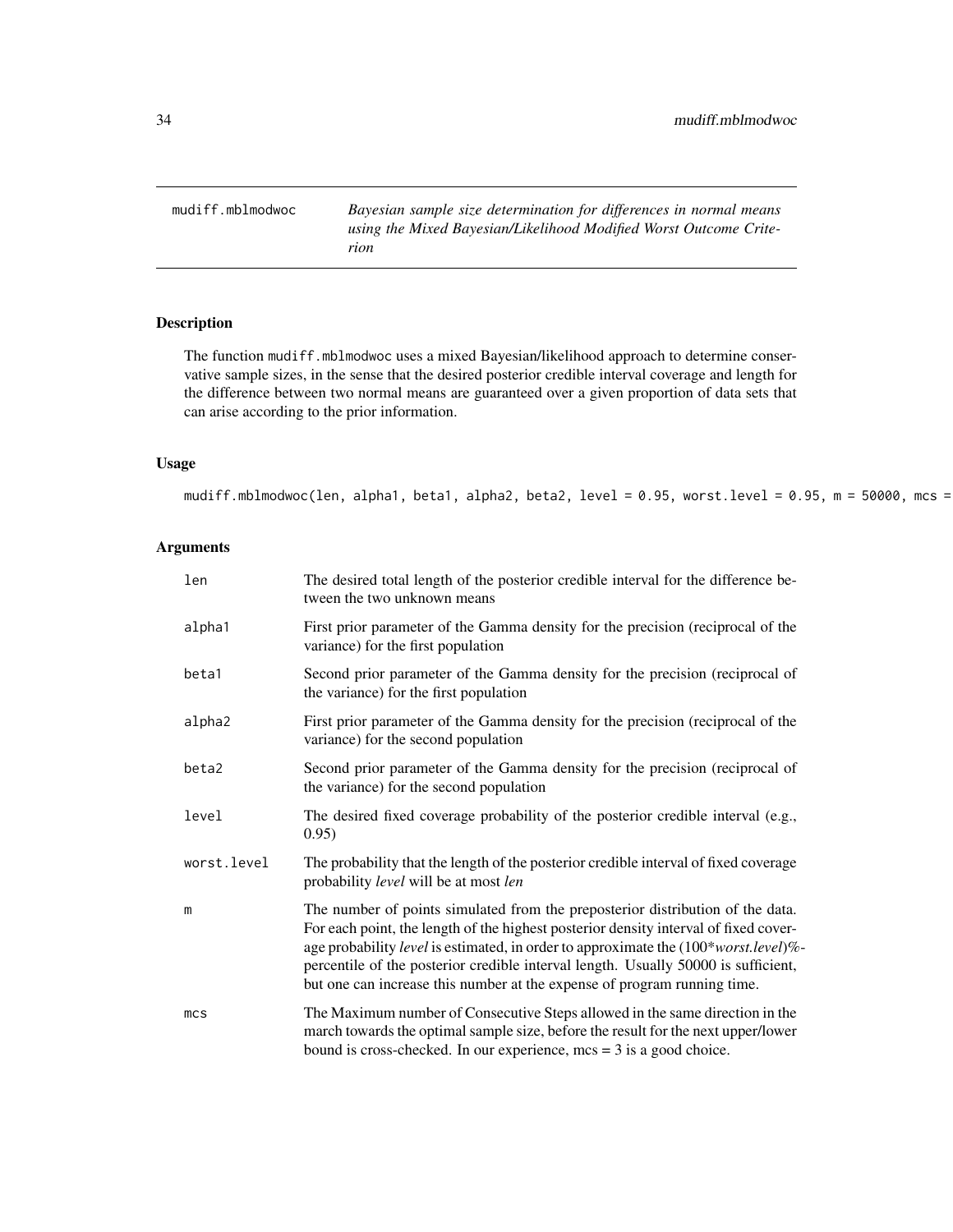## mudiff.mblmodwoc

*Bayesian sample size determination for differences in normal means using the Mixed Bayesian/Likelihood Modified Worst Outcome Criterion*

### Description

The function mudiff.mblmodwoc uses a mixed Bayesian/likelihood approach to determine conservative sample sizes, in the sense that the desired posterior credible interval coverage and length for the difference between two normal means are guaranteed over a given proportion of data sets that can arise according to the prior information.

### Usage

```
mudiff.mblmodwoc(len, alpha1, beta1, alpha2, beta2, level = 0.95, worst.level = 0.95, m = 50000, mcs =
```

### Arguments

| | |
|---|---|
| len | The desired total length of the posterior credible interval for the difference between the two unknown means |
| alpha1 | First prior parameter of the Gamma density for the precision (reciprocal of the variance) for the first population |
| beta1 | Second prior parameter of the Gamma density for the precision (reciprocal of the variance) for the first population |
| alpha2 | First prior parameter of the Gamma density for the precision (reciprocal of the variance) for the second population |
| beta2 | Second prior parameter of the Gamma density for the precision (reciprocal of the variance) for the second population |
| level | The desired fixed coverage probability of the posterior credible interval (e.g., 0.95) |
| worst.level | The probability that the length of the posterior credible interval of fixed coverage probability *level* will be at most *len* |
| m | The number of points simulated from the preposterior distribution of the data. For each point, the length of the highest posterior density interval of fixed coverage probability *level* is estimated, in order to approximate the (100\**worst.level*)%-percentile of the posterior credible interval length. Usually 50000 is sufficient, but one can increase this number at the expense of program running time. |
| mcs | The Maximum number of Consecutive Steps allowed in the same direction in the march towards the optimal sample size, before the result for the next upper/lower bound is cross-checked. In our experience, mcs = 3 is a good choice. |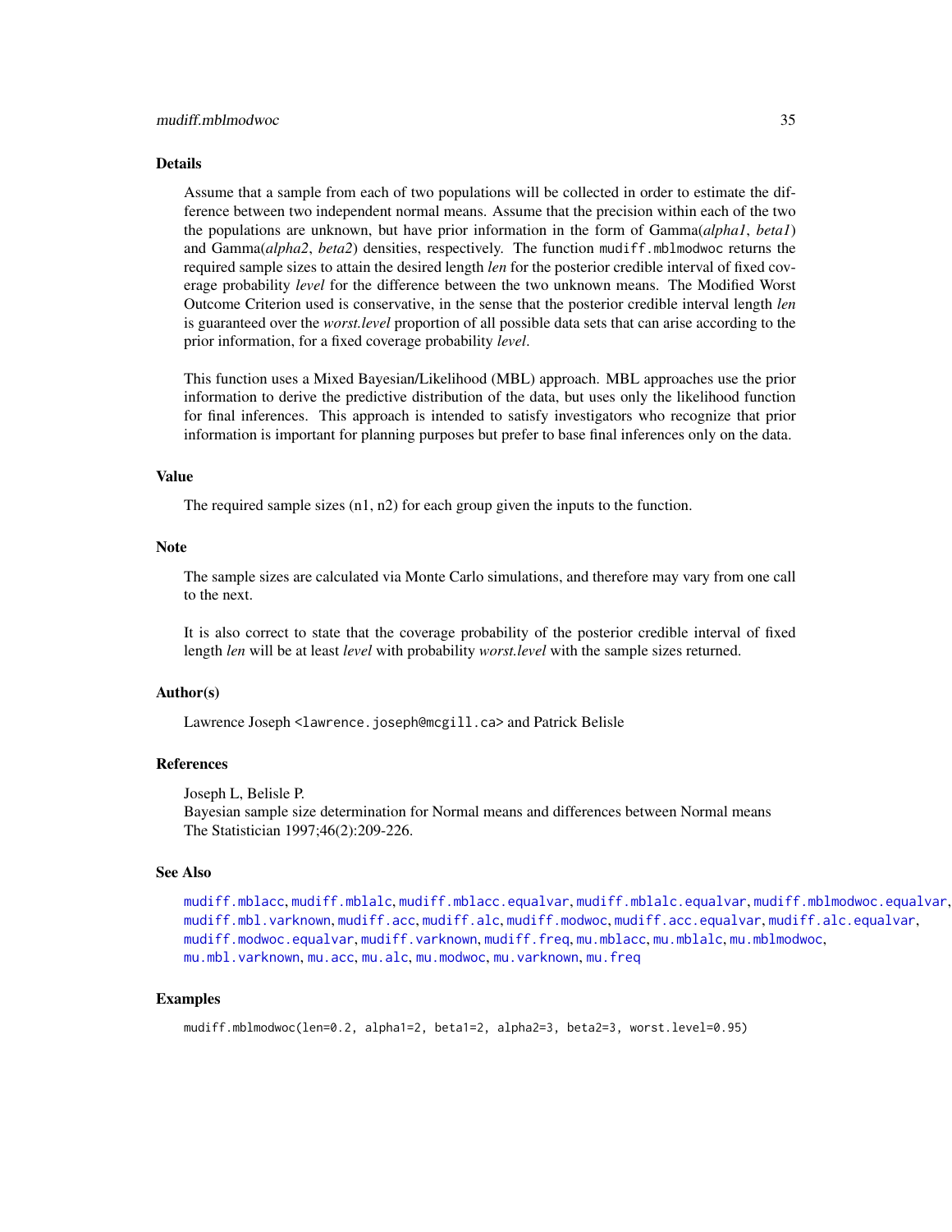## Details

Assume that a sample from each of two populations will be collected in order to estimate the difference between two independent normal means. Assume that the precision within each of the two the populations are unknown, but have prior information in the form of Gamma(*alpha1*, *beta1*) and Gamma(*alpha2*, *beta2*) densities, respectively. The function `mudiff.mblmodwoc` returns the required sample sizes to attain the desired length *len* for the posterior credible interval of fixed coverage probability *level* for the difference between the two unknown means. The Modified Worst Outcome Criterion used is conservative, in the sense that the posterior credible interval length *len* is guaranteed over the *worst.level* proportion of all possible data sets that can arise according to the prior information, for a fixed coverage probability *level*.

This function uses a Mixed Bayesian/Likelihood (MBL) approach. MBL approaches use the prior information to derive the predictive distribution of the data, but uses only the likelihood function for final inferences. This approach is intended to satisfy investigators who recognize that prior information is important for planning purposes but prefer to base final inferences only on the data.

## Value

The required sample sizes (n1, n2) for each group given the inputs to the function.

## Note

The sample sizes are calculated via Monte Carlo simulations, and therefore may vary from one call to the next.

It is also correct to state that the coverage probability of the posterior credible interval of fixed length *len* will be at least *level* with probability *worst.level* with the sample sizes returned.

## Author(s)

Lawrence Joseph <lawrence.joseph@mcgill.ca> and Patrick Belisle

## References

Joseph L, Belisle P.
Bayesian sample size determination for Normal means and differences between Normal means
The Statistician 1997;46(2):209-226.

## See Also

`mudiff.mblacc`, `mudiff.mblalc`, `mudiff.mblacc.equalvar`, `mudiff.mblalc.equalvar`, `mudiff.mblmodwoc.equalvar`, `mudiff.mbl.varknown`, `mudiff.acc`, `mudiff.alc`, `mudiff.modwoc`, `mudiff.acc.equalvar`, `mudiff.alc.equalvar`, `mudiff.modwoc.equalvar`, `mudiff.varknown`, `mudiff.freq`, `mu.mblacc`, `mu.mblalc`, `mu.mblmodwoc`, `mu.mbl.varknown`, `mu.acc`, `mu.alc`, `mu.modwoc`, `mu.varknown`, `mu.freq`

## Examples

```
mudiff.mblmodwoc(len=0.2, alpha1=2, beta1=2, alpha2=3, beta2=3, worst.level=0.95)
```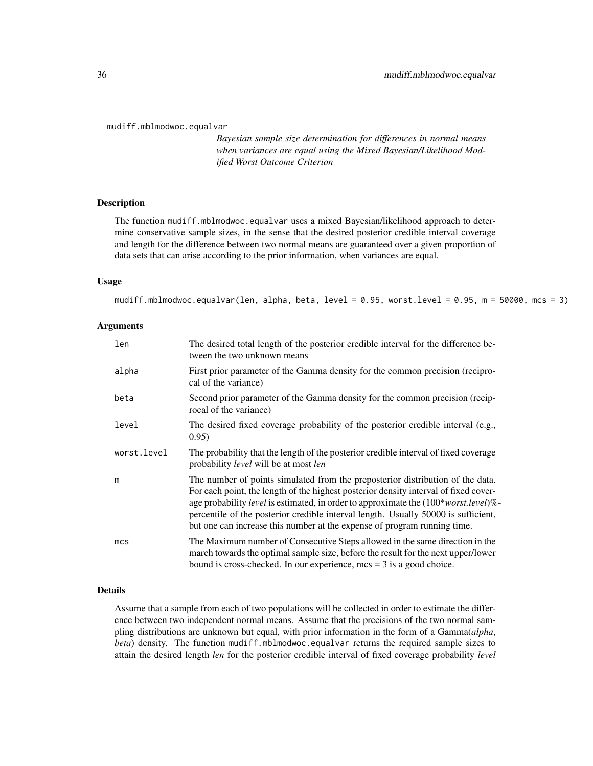mudiff.mblmodwoc.equalvar

*Bayesian sample size determination for differences in normal means when variances are equal using the Mixed Bayesian/Likelihood Modified Worst Outcome Criterion*

## Description

The function mudiff.mblmodwoc.equalvar uses a mixed Bayesian/likelihood approach to determine conservative sample sizes, in the sense that the desired posterior credible interval coverage and length for the difference between two normal means are guaranteed over a given proportion of data sets that can arise according to the prior information, when variances are equal.

## Usage

```
mudiff.mblmodwoc.equalvar(len, alpha, beta, level = 0.95, worst.level = 0.95, m = 50000, mcs = 3)
```

## Arguments

| | |
|---|---|
| len | The desired total length of the posterior credible interval for the difference between the two unknown means |
| alpha | First prior parameter of the Gamma density for the common precision (reciprocal of the variance) |
| beta | Second prior parameter of the Gamma density for the common precision (reciprocal of the variance) |
| level | The desired fixed coverage probability of the posterior credible interval (e.g., 0.95) |
| worst.level | The probability that the length of the posterior credible interval of fixed coverage probability *level* will be at most *len* |
| m | The number of points simulated from the preposterior distribution of the data. For each point, the length of the highest posterior density interval of fixed coverage probability *level* is estimated, in order to approximate the (100\**worst.level*)%-percentile of the posterior credible interval length. Usually 50000 is sufficient, but one can increase this number at the expense of program running time. |
| mcs | The Maximum number of Consecutive Steps allowed in the same direction in the march towards the optimal sample size, before the result for the next upper/lower bound is cross-checked. In our experience, mcs = 3 is a good choice. |

## Details

Assume that a sample from each of two populations will be collected in order to estimate the difference between two independent normal means. Assume that the precisions of the two normal sampling distributions are unknown but equal, with prior information in the form of a Gamma(*alpha*, *beta*) density. The function mudiff.mblmodwoc.equalvar returns the required sample sizes to attain the desired length *len* for the posterior credible interval of fixed coverage probability *level*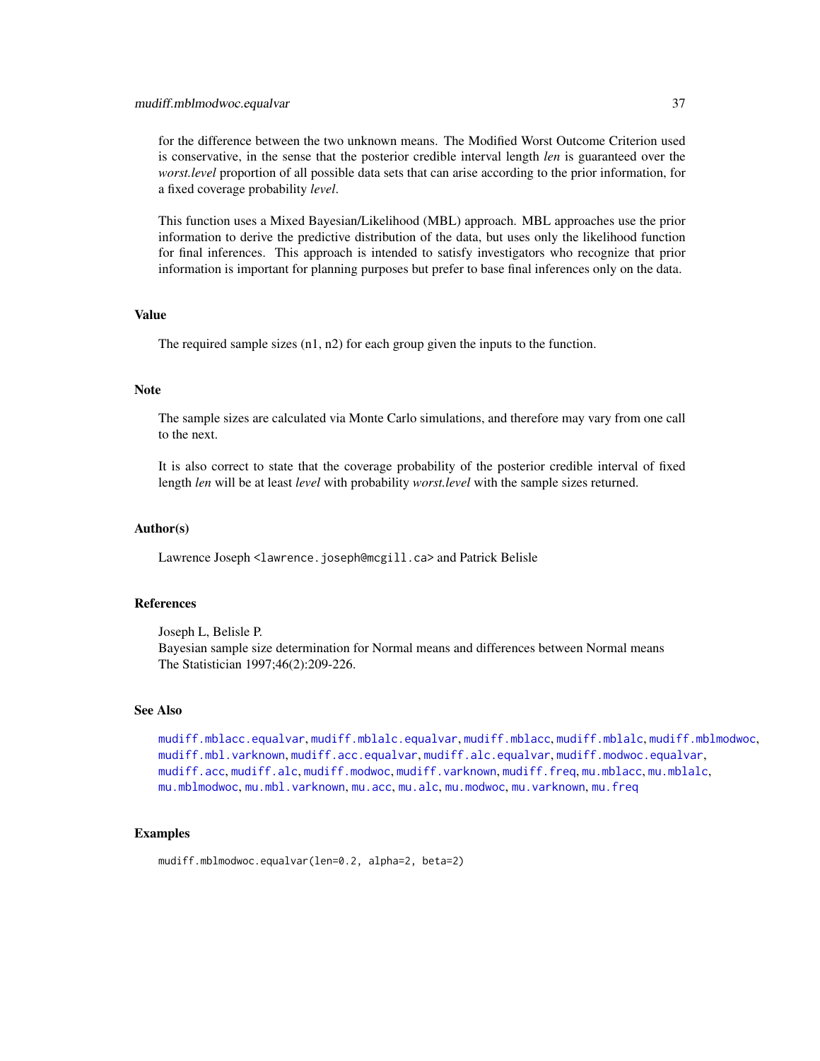for the difference between the two unknown means. The Modified Worst Outcome Criterion used is conservative, in the sense that the posterior credible interval length *len* is guaranteed over the *worst.level* proportion of all possible data sets that can arise according to the prior information, for a fixed coverage probability *level*.

This function uses a Mixed Bayesian/Likelihood (MBL) approach. MBL approaches use the prior information to derive the predictive distribution of the data, but uses only the likelihood function for final inferences. This approach is intended to satisfy investigators who recognize that prior information is important for planning purposes but prefer to base final inferences only on the data.

## Value

The required sample sizes (n1, n2) for each group given the inputs to the function.

## Note

The sample sizes are calculated via Monte Carlo simulations, and therefore may vary from one call to the next.

It is also correct to state that the coverage probability of the posterior credible interval of fixed length *len* will be at least *level* with probability *worst.level* with the sample sizes returned.

## Author(s)

Lawrence Joseph <lawrence.joseph@mcgill.ca> and Patrick Belisle

## References

Joseph L, Belisle P.
Bayesian sample size determination for Normal means and differences between Normal means
The Statistician 1997;46(2):209-226.

## See Also

mudiff.mblacc.equalvar, mudiff.mblalc.equalvar, mudiff.mblacc, mudiff.mblalc, mudiff.mblmodwoc, mudiff.mbl.varknown, mudiff.acc.equalvar, mudiff.alc.equalvar, mudiff.modwoc.equalvar, mudiff.acc, mudiff.alc, mudiff.modwoc, mudiff.varknown, mudiff.freq, mu.mblacc, mu.mblalc, mu.mblmodwoc, mu.mbl.varknown, mu.acc, mu.alc, mu.modwoc, mu.varknown, mu.freq

## Examples

```
mudiff.mblmodwoc.equalvar(len=0.2, alpha=2, beta=2)
```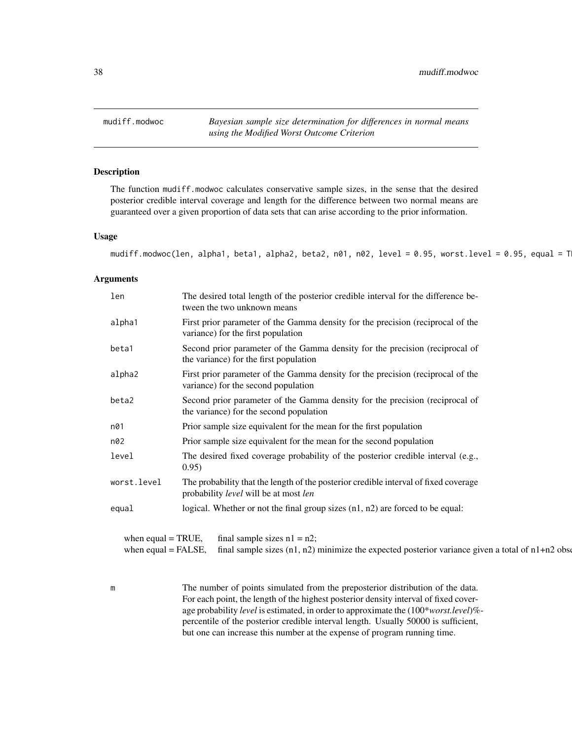## mudiff.modwoc — *Bayesian sample size determination for differences in normal means using the Modified Worst Outcome Criterion*

### Description

The function mudiff.modwoc calculates conservative sample sizes, in the sense that the desired posterior credible interval coverage and length for the difference between two normal means are guaranteed over a given proportion of data sets that can arise according to the prior information.

### Usage

```
mudiff.modwoc(len, alpha1, beta1, alpha2, beta2, n01, n02, level = 0.95, worst.level = 0.95, equal = T
```

### Arguments

| | |
|---|---|
| len | The desired total length of the posterior credible interval for the difference between the two unknown means |
| alpha1 | First prior parameter of the Gamma density for the precision (reciprocal of the variance) for the first population |
| beta1 | Second prior parameter of the Gamma density for the precision (reciprocal of the variance) for the first population |
| alpha2 | First prior parameter of the Gamma density for the precision (reciprocal of the variance) for the second population |
| beta2 | Second prior parameter of the Gamma density for the precision (reciprocal of the variance) for the second population |
| n01 | Prior sample size equivalent for the mean for the first population |
| n02 | Prior sample size equivalent for the mean for the second population |
| level | The desired fixed coverage probability of the posterior credible interval (e.g., 0.95) |
| worst.level | The probability that the length of the posterior credible interval of fixed coverage probability *level* will be at most *len* |
| equal | logical. Whether or not the final group sizes (n1, n2) are forced to be equal: |

when equal = TRUE, final sample sizes n1 = n2;
when equal = FALSE, final sample sizes (n1, n2) minimize the expected posterior variance given a total of n1+n2 obse

| | |
|---|---|
| m | The number of points simulated from the preposterior distribution of the data. For each point, the length of the highest posterior density interval of fixed coverage probability *level* is estimated, in order to approximate the (100\**worst.level*)%-percentile of the posterior credible interval length. Usually 50000 is sufficient, but one can increase this number at the expense of program running time. |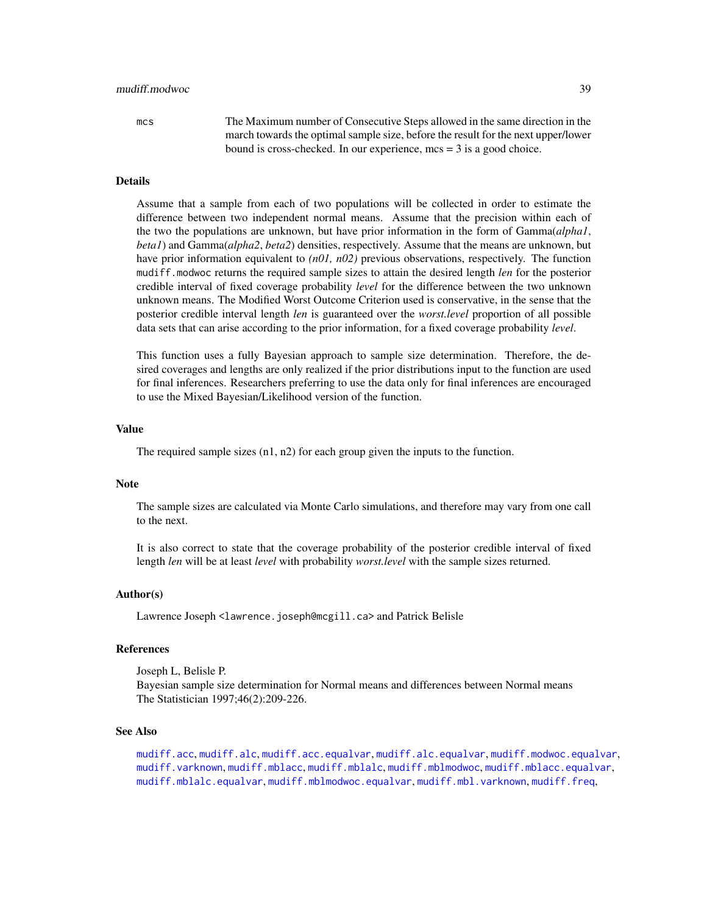mcs	The Maximum number of Consecutive Steps allowed in the same direction in the march towards the optimal sample size, before the result for the next upper/lower bound is cross-checked. In our experience, mcs = 3 is a good choice.

## Details

Assume that a sample from each of two populations will be collected in order to estimate the difference between two independent normal means. Assume that the precision within each of the two the populations are unknown, but have prior information in the form of Gamma(*alpha1*, *beta1*) and Gamma(*alpha2*, *beta2*) densities, respectively. Assume that the means are unknown, but have prior information equivalent to *(n01, n02)* previous observations, respectively. The function `mudiff.modwoc` returns the required sample sizes to attain the desired length *len* for the posterior credible interval of fixed coverage probability *level* for the difference between the two unknown unknown means. The Modified Worst Outcome Criterion used is conservative, in the sense that the posterior credible interval length *len* is guaranteed over the *worst.level* proportion of all possible data sets that can arise according to the prior information, for a fixed coverage probability *level*.

This function uses a fully Bayesian approach to sample size determination. Therefore, the desired coverages and lengths are only realized if the prior distributions input to the function are used for final inferences. Researchers preferring to use the data only for final inferences are encouraged to use the Mixed Bayesian/Likelihood version of the function.

## Value

The required sample sizes (n1, n2) for each group given the inputs to the function.

## Note

The sample sizes are calculated via Monte Carlo simulations, and therefore may vary from one call to the next.

It is also correct to state that the coverage probability of the posterior credible interval of fixed length *len* will be at least *level* with probability *worst.level* with the sample sizes returned.

## Author(s)

Lawrence Joseph <lawrence.joseph@mcgill.ca> and Patrick Belisle

## References

Joseph L, Belisle P.
Bayesian sample size determination for Normal means and differences between Normal means
The Statistician 1997;46(2):209-226.

## See Also

`mudiff.acc`, `mudiff.alc`, `mudiff.acc.equalvar`, `mudiff.alc.equalvar`, `mudiff.modwoc.equalvar`, `mudiff.varknown`, `mudiff.mblacc`, `mudiff.mblalc`, `mudiff.mblmodwoc`, `mudiff.mblacc.equalvar`, `mudiff.mblalc.equalvar`, `mudiff.mblmodwoc.equalvar`, `mudiff.mbl.varknown`, `mudiff.freq`,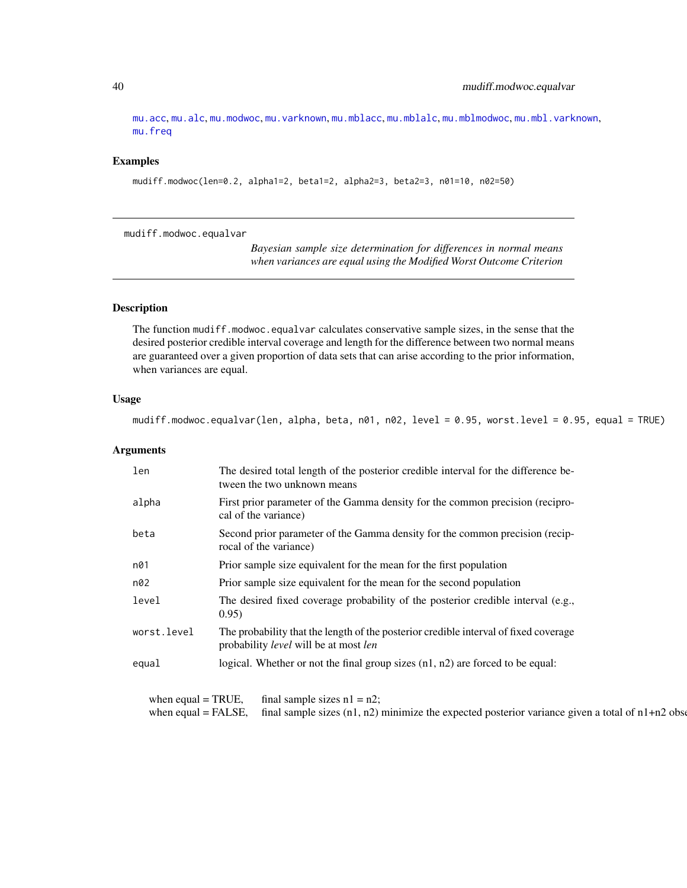mu.acc, mu.alc, mu.modwoc, mu.varknown, mu.mblacc, mu.mblalc, mu.mblmodwoc, mu.mbl.varknown, mu.freq

### Examples

```
mudiff.modwoc(len=0.2, alpha1=2, beta1=2, alpha2=3, beta2=3, n01=10, n02=50)
```

---

## mudiff.modwoc.equalvar

*Bayesian sample size determination for differences in normal means when variances are equal using the Modified Worst Outcome Criterion*

---

### Description

The function mudiff.modwoc.equalvar calculates conservative sample sizes, in the sense that the desired posterior credible interval coverage and length for the difference between two normal means are guaranteed over a given proportion of data sets that can arise according to the prior information, when variances are equal.

### Usage

```
mudiff.modwoc.equalvar(len, alpha, beta, n01, n02, level = 0.95, worst.level = 0.95, equal = TRUE)
```

### Arguments

| | |
|---|---|
| len | The desired total length of the posterior credible interval for the difference between the two unknown means |
| alpha | First prior parameter of the Gamma density for the common precision (reciprocal of the variance) |
| beta | Second prior parameter of the Gamma density for the common precision (reciprocal of the variance) |
| n01 | Prior sample size equivalent for the mean for the first population |
| n02 | Prior sample size equivalent for the mean for the second population |
| level | The desired fixed coverage probability of the posterior credible interval (e.g., 0.95) |
| worst.level | The probability that the length of the posterior credible interval of fixed coverage probability *level* will be at most *len* |
| equal | logical. Whether or not the final group sizes (n1, n2) are forced to be equal: |

when equal = TRUE, final sample sizes n1 = n2;
when equal = FALSE, final sample sizes (n1, n2) minimize the expected posterior variance given a total of n1+n2 obse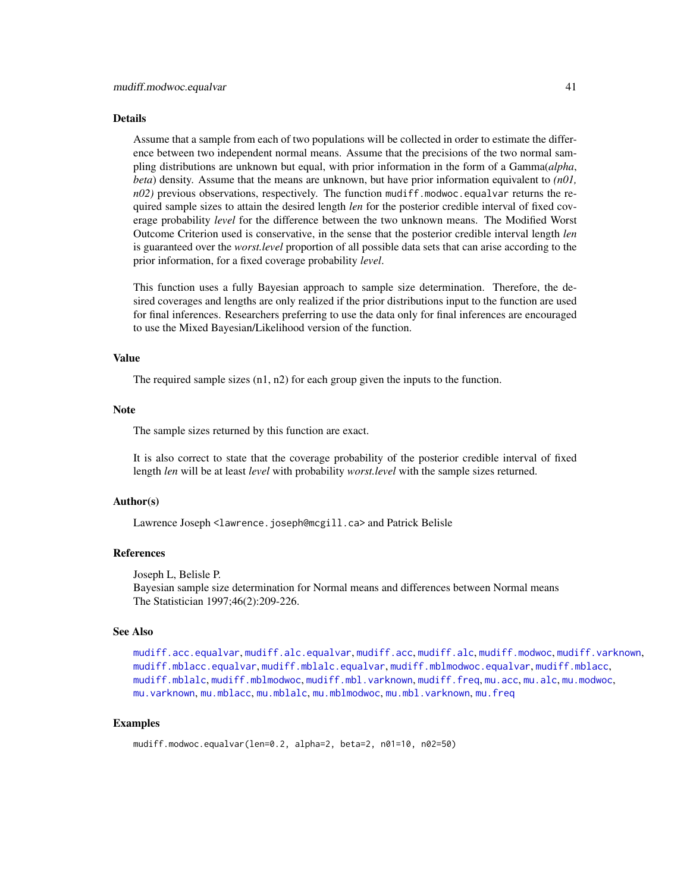## Details

Assume that a sample from each of two populations will be collected in order to estimate the difference between two independent normal means. Assume that the precisions of the two normal sampling distributions are unknown but equal, with prior information in the form of a Gamma(*alpha*, *beta*) density. Assume that the means are unknown, but have prior information equivalent to *(n01, n02)* previous observations, respectively. The function `mudiff.modwoc.equalvar` returns the required sample sizes to attain the desired length *len* for the posterior credible interval of fixed coverage probability *level* for the difference between the two unknown means. The Modified Worst Outcome Criterion used is conservative, in the sense that the posterior credible interval length *len* is guaranteed over the *worst.level* proportion of all possible data sets that can arise according to the prior information, for a fixed coverage probability *level*.

This function uses a fully Bayesian approach to sample size determination. Therefore, the desired coverages and lengths are only realized if the prior distributions input to the function are used for final inferences. Researchers preferring to use the data only for final inferences are encouraged to use the Mixed Bayesian/Likelihood version of the function.

## Value

The required sample sizes (n1, n2) for each group given the inputs to the function.

## Note

The sample sizes returned by this function are exact.

It is also correct to state that the coverage probability of the posterior credible interval of fixed length *len* will be at least *level* with probability *worst.level* with the sample sizes returned.

## Author(s)

Lawrence Joseph <lawrence.joseph@mcgill.ca> and Patrick Belisle

## References

Joseph L, Belisle P.
Bayesian sample size determination for Normal means and differences between Normal means
The Statistician 1997;46(2):209-226.

## See Also

`mudiff.acc.equalvar`, `mudiff.alc.equalvar`, `mudiff.acc`, `mudiff.alc`, `mudiff.modwoc`, `mudiff.varknown`, `mudiff.mblacc.equalvar`, `mudiff.mblalc.equalvar`, `mudiff.mblmodwoc.equalvar`, `mudiff.mblacc`, `mudiff.mblalc`, `mudiff.mblmodwoc`, `mudiff.mbl.varknown`, `mudiff.freq`, `mu.acc`, `mu.alc`, `mu.modwoc`, `mu.varknown`, `mu.mblacc`, `mu.mblalc`, `mu.mblmodwoc`, `mu.mbl.varknown`, `mu.freq`

## Examples

```
mudiff.modwoc.equalvar(len=0.2, alpha=2, beta=2, n01=10, n02=50)
```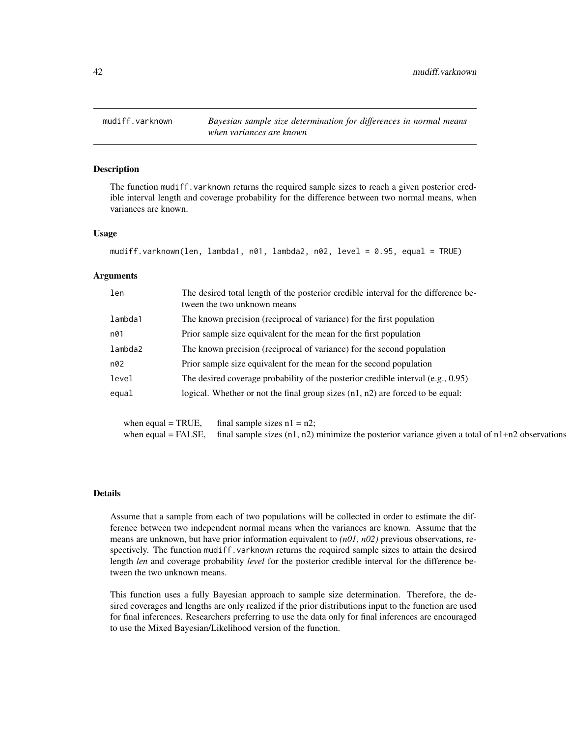| mudiff.varknown | *Bayesian sample size determination for differences in normal means when variances are known* |
|---|---|

## Description

The function mudiff.varknown returns the required sample sizes to reach a given posterior credible interval length and coverage probability for the difference between two normal means, when variances are known.

## Usage

```
mudiff.varknown(len, lambda1, n01, lambda2, n02, level = 0.95, equal = TRUE)
```

## Arguments

| | |
|---|---|
| len | The desired total length of the posterior credible interval for the difference between the two unknown means |
| lambda1 | The known precision (reciprocal of variance) for the first population |
| n01 | Prior sample size equivalent for the mean for the first population |
| lambda2 | The known precision (reciprocal of variance) for the second population |
| n02 | Prior sample size equivalent for the mean for the second population |
| level | The desired coverage probability of the posterior credible interval (e.g., 0.95) |
| equal | logical. Whether or not the final group sizes (n1, n2) are forced to be equal: |

| | |
|---|---|
| when equal = TRUE, | final sample sizes n1 = n2; |
| when equal = FALSE, | final sample sizes (n1, n2) minimize the posterior variance given a total of n1+n2 observations |

## Details

Assume that a sample from each of two populations will be collected in order to estimate the difference between two independent normal means when the variances are known. Assume that the means are unknown, but have prior information equivalent to *(n01, n02)* previous observations, respectively. The function mudiff.varknown returns the required sample sizes to attain the desired length *len* and coverage probability *level* for the posterior credible interval for the difference between the two unknown means.

This function uses a fully Bayesian approach to sample size determination. Therefore, the desired coverages and lengths are only realized if the prior distributions input to the function are used for final inferences. Researchers preferring to use the data only for final inferences are encouraged to use the Mixed Bayesian/Likelihood version of the function.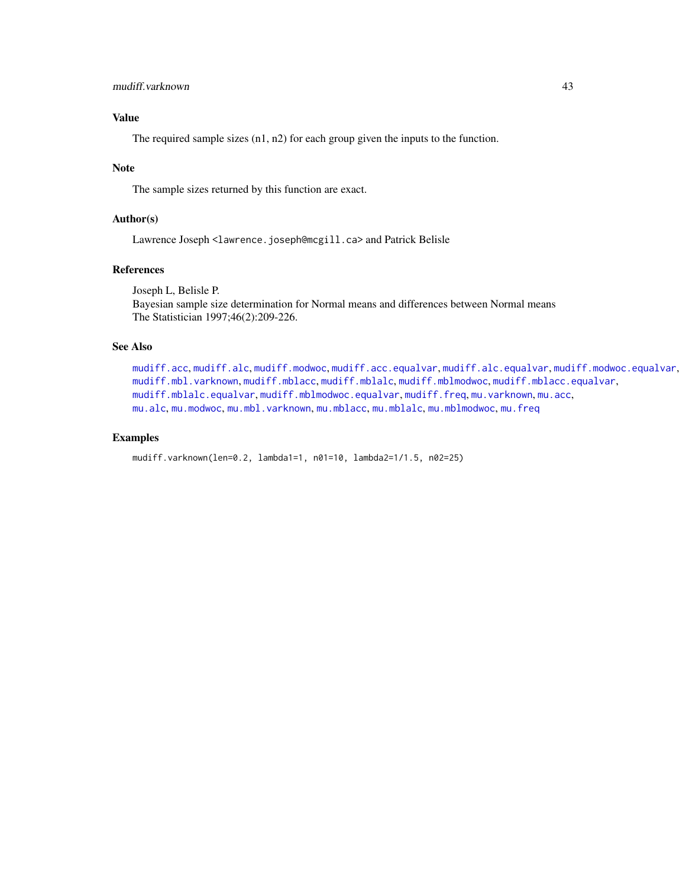## Value

The required sample sizes (n1, n2) for each group given the inputs to the function.

## Note

The sample sizes returned by this function are exact.

## Author(s)

Lawrence Joseph <lawrence.joseph@mcgill.ca> and Patrick Belisle

## References

Joseph L, Belisle P.
Bayesian sample size determination for Normal means and differences between Normal means
The Statistician 1997;46(2):209-226.

## See Also

mudiff.acc, mudiff.alc, mudiff.modwoc, mudiff.acc.equalvar, mudiff.alc.equalvar, mudiff.modwoc.equalvar, mudiff.mbl.varknown, mudiff.mblacc, mudiff.mblalc, mudiff.mblmodwoc, mudiff.mblacc.equalvar, mudiff.mblalc.equalvar, mudiff.mblmodwoc.equalvar, mudiff.freq, mu.varknown, mu.acc, mu.alc, mu.modwoc, mu.mbl.varknown, mu.mblacc, mu.mblalc, mu.mblmodwoc, mu.freq

## Examples

```
mudiff.varknown(len=0.2, lambda1=1, n01=10, lambda2=1/1.5, n02=25)
```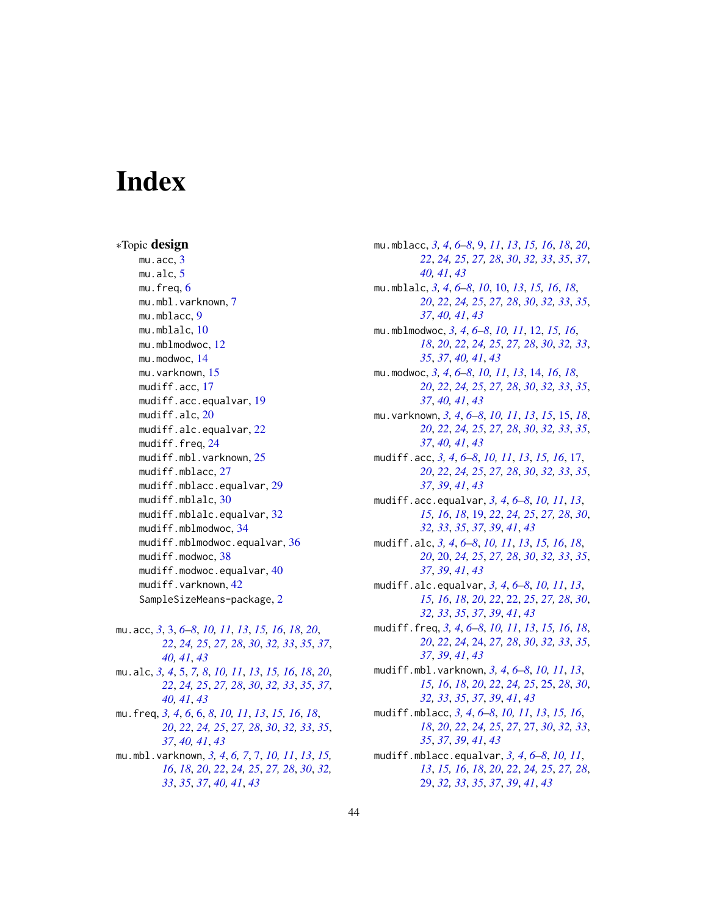# Index

*Topic **design**

- mu.acc, *3*
- mu.alc, *5*
- mu.freq, *6*
- mu.mbl.varknown, *7*
- mu.mblacc, *9*
- mu.mblalc, *10*
- mu.mblmodwoc, *12*
- mu.modwoc, *14*
- mu.varknown, *15*
- mudiff.acc, *17*
- mudiff.acc.equalvar, *19*
- mudiff.alc, *20*
- mudiff.alc.equalvar, *22*
- mudiff.freq, *24*
- mudiff.mbl.varknown, *25*
- mudiff.mblacc, *27*
- mudiff.mblacc.equalvar, *29*
- mudiff.mblalc, *30*
- mudiff.mblalc.equalvar, *32*
- mudiff.mblmodwoc, *34*
- mudiff.mblmodwoc.equalvar, *36*
- mudiff.modwoc, *38*
- mudiff.modwoc.equalvar, *40*
- mudiff.varknown, *42*
- SampleSizeMeans-package, *2*

mu.acc, *3*, 3, *6–8*, *10, 11*, *13*, *15, 16*, *18*, *20*, *22*, *24, 25*, *27, 28*, *30*, *32, 33*, *35*, *37*, *40, 41*, *43*

mu.alc, *3, 4*, 5, *7, 8*, *10, 11*, *13*, *15, 16*, *18*, *20*, *22*, *24, 25*, *27, 28*, *30*, *32, 33*, *35*, *37*, *40, 41*, *43*

mu.freq, *3, 4*, *6*, 6, *8*, *10, 11*, *13*, *15, 16*, *18*, *20*, *22*, *24, 25*, *27, 28*, *30*, *32, 33*, *35*, *37*, *40, 41*, *43*

mu.mbl.varknown, *3, 4*, *6, 7*, 7, *10, 11*, *13*, *15, 16*, *18*, *20*, *22*, *24, 25*, *27, 28*, *30*, *32, 33*, *35*, *37*, *40, 41*, *43*

mu.mblacc, *3, 4*, *6–8*, 9, *11*, *13*, *15, 16*, *18*, *20*, *22*, *24, 25*, *27, 28*, *30*, *32, 33*, *35*, *37*, *40, 41*, *43*

mu.mblalc, *3, 4*, *6–8*, *10*, 10, *13*, *15, 16*, *18*, *20*, *22*, *24, 25*, *27, 28*, *30*, *32, 33*, *35*, *37*, *40, 41*, *43*

mu.mblmodwoc, *3, 4*, *6–8*, *10, 11*, 12, *15, 16*, *18*, *20*, *22*, *24, 25*, *27, 28*, *30*, *32, 33*, *35*, *37*, *40, 41*, *43*

mu.modwoc, *3, 4*, *6–8*, *10, 11*, *13*, 14, *16*, *18*, *20*, *22*, *24, 25*, *27, 28*, *30*, *32, 33*, *35*, *37*, *40, 41*, *43*

mu.varknown, *3, 4*, *6–8*, *10, 11*, *13*, *15*, 15, *18*, *20*, *22*, *24, 25*, *27, 28*, *30*, *32, 33*, *35*, *37*, *40, 41*, *43*

mudiff.acc, *3, 4*, *6–8*, *10, 11*, *13*, *15, 16*, 17, *20*, *22*, *24, 25*, *27, 28*, *30*, *32, 33*, *35*, *37*, *39*, *41*, *43*

mudiff.acc.equalvar, *3, 4*, *6–8*, *10, 11*, *13*, *15, 16*, *18*, 19, *22*, *24, 25*, *27, 28*, *30*, *32, 33*, *35*, *37*, *39*, *41*, *43*

mudiff.alc, *3, 4*, *6–8*, *10, 11*, *13*, *15, 16*, *18*, *20*, 20, *24, 25*, *27, 28*, *30*, *32, 33*, *35*, *37*, *39*, *41*, *43*

mudiff.alc.equalvar, *3, 4*, *6–8*, *10, 11*, *13*, *15, 16*, *18*, *20*, *22*, 22, *25*, *27, 28*, *30*, *32, 33*, *35*, *37*, *39*, *41*, *43*

mudiff.freq, *3, 4*, *6–8*, *10, 11*, *13*, *15, 16*, *18*, *20*, *22*, *24*, 24, *27, 28*, *30*, *32, 33*, *35*, *37*, *39*, *41*, *43*

mudiff.mbl.varknown, *3, 4*, *6–8*, *10, 11*, *13*, *15, 16*, *18*, *20*, *22*, *24, 25*, 25, *28*, *30*, *32, 33*, *35*, *37*, *39*, *41*, *43*

mudiff.mblacc, *3, 4*, *6–8*, *10, 11*, *13*, *15, 16*, *18*, *20*, *22*, *24, 25*, *27*, 27, *30*, *32, 33*, *35*, *37*, *39*, *41*, *43*

mudiff.mblacc.equalvar, *3, 4*, *6–8*, *10, 11*, *13*, *15, 16*, *18*, *20*, *22*, *24, 25*, *27, 28*, 29, *32, 33*, *35*, *37*, *39*, *41*, *43*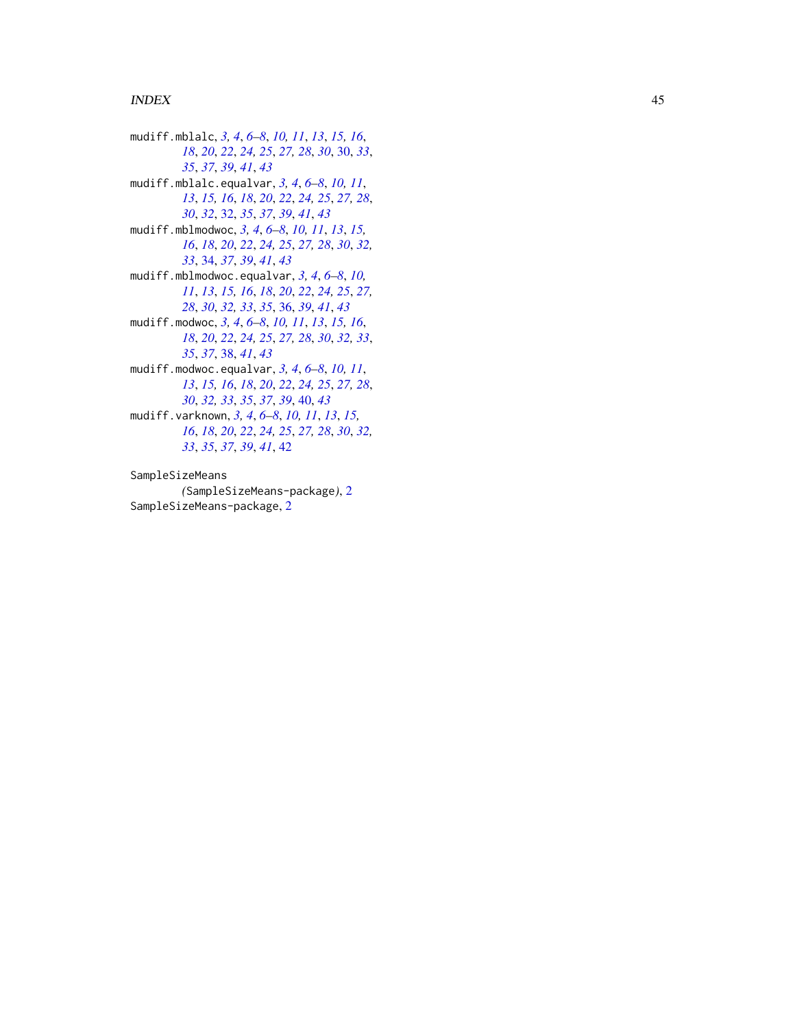mudiff.mblalc, *3, 4*, *6–8*, *10, 11*, *13*, *15, 16*, *18*, *20*, *22*, *24, 25*, *27, 28*, *30*, 30, *33*, *35*, *37*, *39*, *41*, *43*
mudiff.mblalc.equalvar, *3, 4*, *6–8*, *10, 11*, *13*, *15, 16*, *18*, *20*, *22*, *24, 25*, *27, 28*, *30*, *32*, 32, *35*, *37*, *39*, *41*, *43*
mudiff.mblmodwoc, *3, 4*, *6–8*, *10, 11*, *13*, *15, 16*, *18*, *20*, *22*, *24, 25*, *27, 28*, *30*, *32, 33*, 34, *37*, *39*, *41*, *43*
mudiff.mblmodwoc.equalvar, *3, 4*, *6–8*, *10, 11*, *13*, *15, 16*, *18*, *20*, *22*, *24, 25*, *27, 28*, *30*, *32, 33*, *35*, 36, *39*, *41*, *43*
mudiff.modwoc, *3, 4*, *6–8*, *10, 11*, *13*, *15, 16*, *18*, *20*, *22*, *24, 25*, *27, 28*, *30*, *32, 33*, *35*, *37*, 38, *41*, *43*
mudiff.modwoc.equalvar, *3, 4*, *6–8*, *10, 11*, *13*, *15, 16*, *18*, *20*, *22*, *24, 25*, *27, 28*, *30*, *32, 33*, *35*, *37*, *39*, 40, *43*
mudiff.varknown, *3, 4*, *6–8*, *10, 11*, *13*, *15, 16*, *18*, *20*, *22*, *24, 25*, *27, 28*, *30*, *32, 33*, *35*, *37*, *39*, *41*, 42

SampleSizeMeans (SampleSizeMeans-package), 2
SampleSizeMeans-package, 2